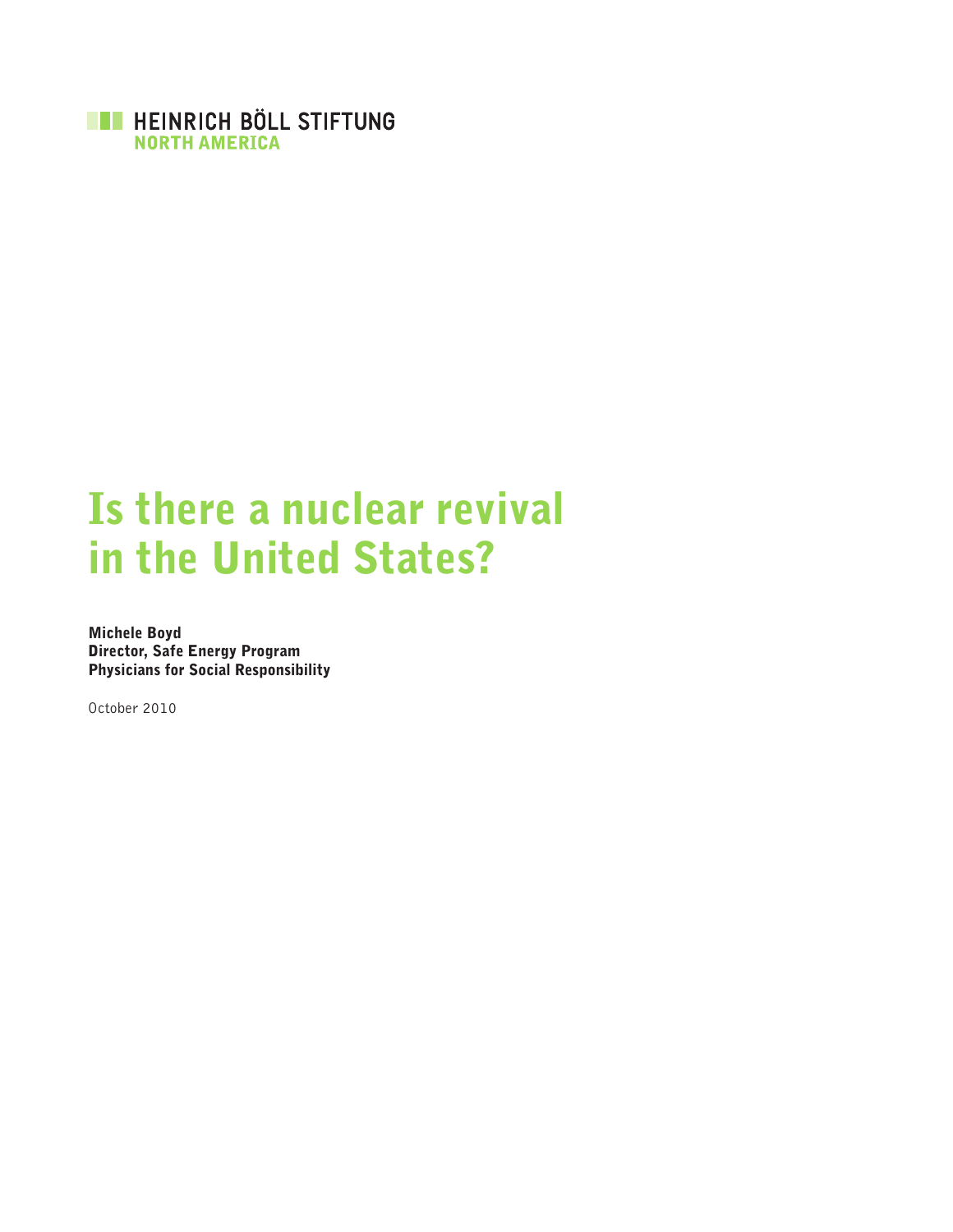HEINRICH BÖLL STIFTUNG
NORTH AMERICA

# Is there a nuclear revival in the United States?

**Michele Boyd**
**Director, Safe Energy Program**
**Physicians for Social Responsibility**

October 2010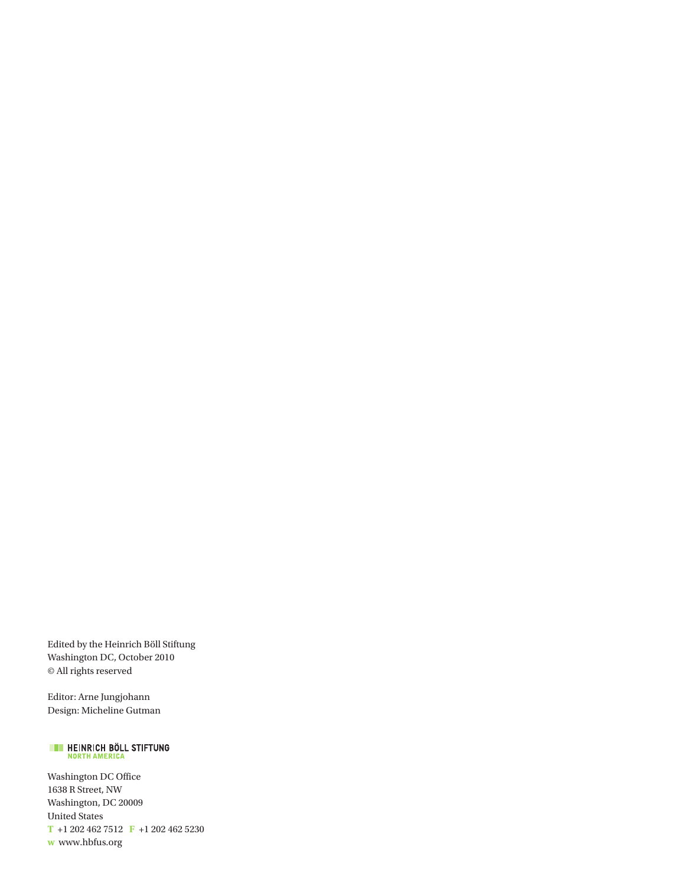Edited by the Heinrich Böll Stiftung
Washington DC, October 2010
© All rights reserved

Editor: Arne Jungjohann
Design: Micheline Gutman

HEINRICH BÖLL STIFTUNG
NORTH AMERICA

Washington DC Office
1638 R Street, NW
Washington, DC 20009
United States
**T** +1 202 462 7512 **F** +1 202 462 5230
**w** www.hbfus.org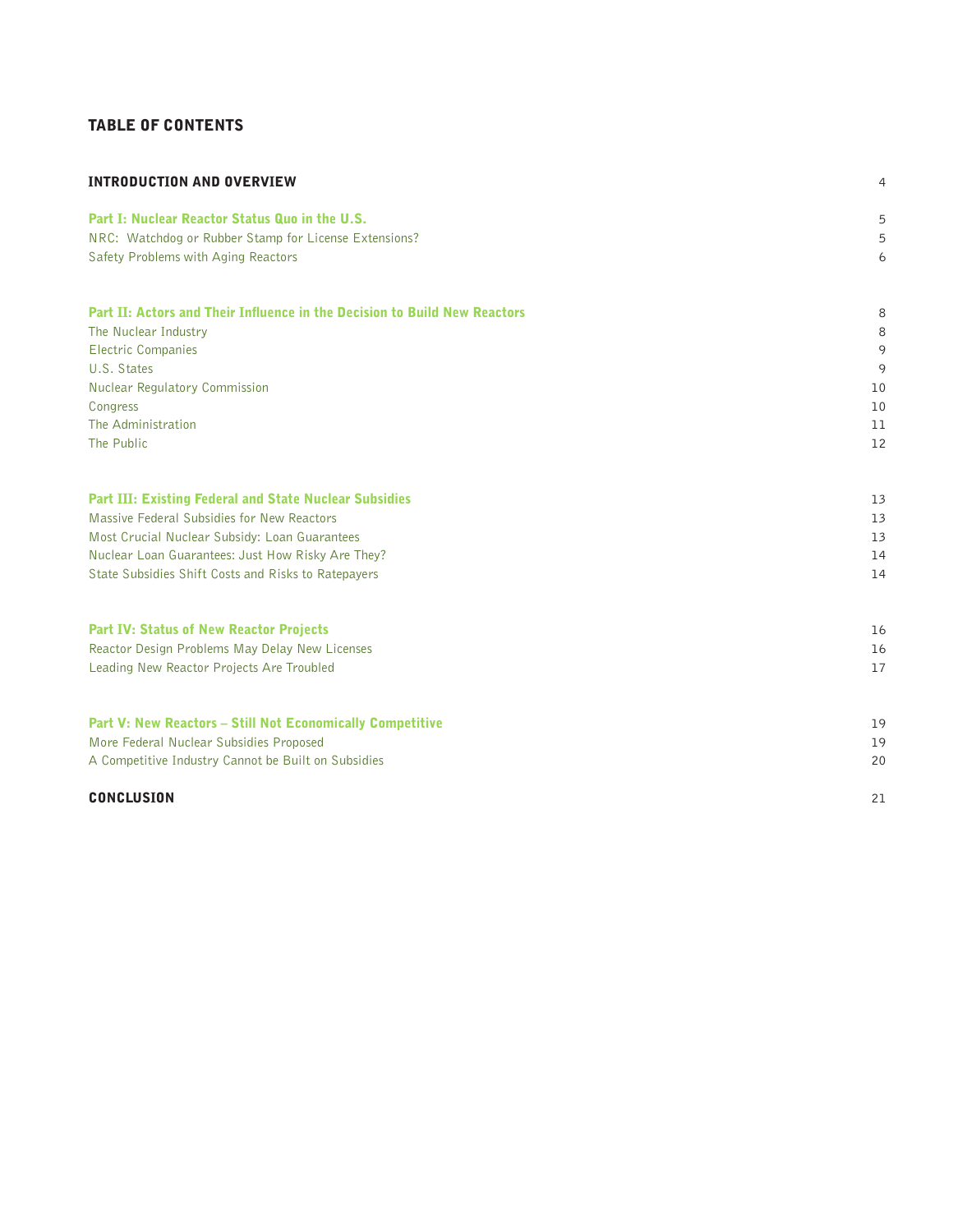## TABLE OF CONTENTS

| | |
|---|---|
| **INTRODUCTION AND OVERVIEW** | 4 |
| **Part I: Nuclear Reactor Status Quo in the U.S.** | 5 |
| NRC: Watchdog or Rubber Stamp for License Extensions? | 5 |
| Safety Problems with Aging Reactors | 6 |
| **Part II: Actors and Their Influence in the Decision to Build New Reactors** | 8 |
| The Nuclear Industry | 8 |
| Electric Companies | 9 |
| U.S. States | 9 |
| Nuclear Regulatory Commission | 10 |
| Congress | 10 |
| The Administration | 11 |
| The Public | 12 |
| **Part III: Existing Federal and State Nuclear Subsidies** | 13 |
| Massive Federal Subsidies for New Reactors | 13 |
| Most Crucial Nuclear Subsidy: Loan Guarantees | 13 |
| Nuclear Loan Guarantees: Just How Risky Are They? | 14 |
| State Subsidies Shift Costs and Risks to Ratepayers | 14 |
| **Part IV: Status of New Reactor Projects** | 16 |
| Reactor Design Problems May Delay New Licenses | 16 |
| Leading New Reactor Projects Are Troubled | 17 |
| **Part V: New Reactors – Still Not Economically Competitive** | 19 |
| More Federal Nuclear Subsidies Proposed | 19 |
| A Competitive Industry Cannot be Built on Subsidies | 20 |
| **CONCLUSION** | 21 |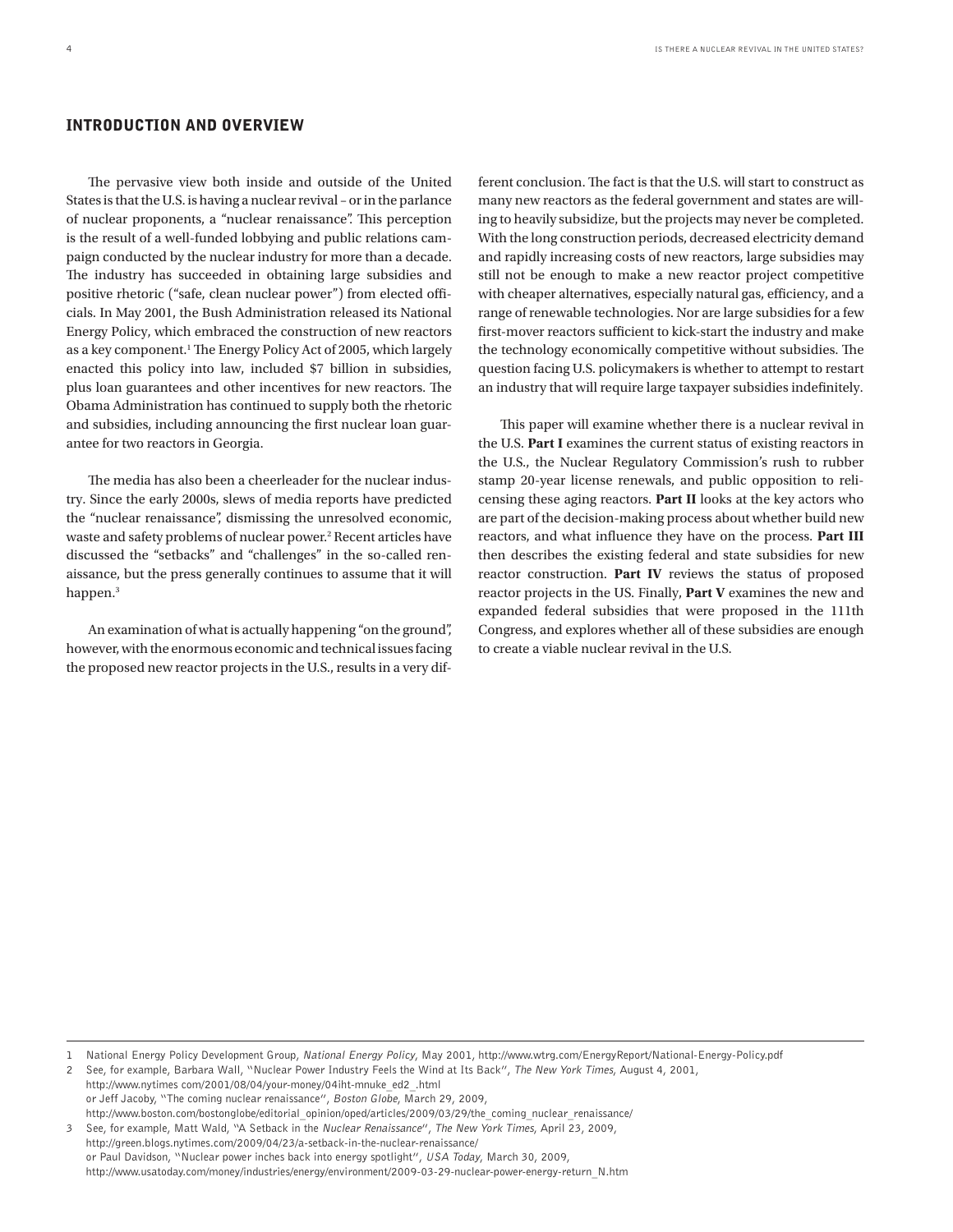## INTRODUCTION AND OVERVIEW

The pervasive view both inside and outside of the United States is that the U.S. is having a nuclear revival – or in the parlance of nuclear proponents, a "nuclear renaissance". This perception is the result of a well-funded lobbying and public relations campaign conducted by the nuclear industry for more than a decade. The industry has succeeded in obtaining large subsidies and positive rhetoric ("safe, clean nuclear power") from elected officials. In May 2001, the Bush Administration released its National Energy Policy, which embraced the construction of new reactors as a key component.[1] The Energy Policy Act of 2005, which largely enacted this policy into law, included $7 billion in subsidies, plus loan guarantees and other incentives for new reactors. The Obama Administration has continued to supply both the rhetoric and subsidies, including announcing the first nuclear loan guarantee for two reactors in Georgia.

The media has also been a cheerleader for the nuclear industry. Since the early 2000s, slews of media reports have predicted the "nuclear renaissance", dismissing the unresolved economic, waste and safety problems of nuclear power.[2] Recent articles have discussed the "setbacks" and "challenges" in the so-called renaissance, but the press generally continues to assume that it will happen.[3]

An examination of what is actually happening "on the ground", however, with the enormous economic and technical issues facing the proposed new reactor projects in the U.S., results in a very different conclusion. The fact is that the U.S. will start to construct as many new reactors as the federal government and states are willing to heavily subsidize, but the projects may never be completed. With the long construction periods, decreased electricity demand and rapidly increasing costs of new reactors, large subsidies may still not be enough to make a new reactor project competitive with cheaper alternatives, especially natural gas, efficiency, and a range of renewable technologies. Nor are large subsidies for a few first-mover reactors sufficient to kick-start the industry and make the technology economically competitive without subsidies. The question facing U.S. policymakers is whether to attempt to restart an industry that will require large taxpayer subsidies indefinitely.

This paper will examine whether there is a nuclear revival in the U.S. **Part I** examines the current status of existing reactors in the U.S., the Nuclear Regulatory Commission's rush to rubber stamp 20-year license renewals, and public opposition to relicensing these aging reactors. **Part II** looks at the key actors who are part of the decision-making process about whether build new reactors, and what influence they have on the process. **Part III** then describes the existing federal and state subsidies for new reactor construction. **Part IV** reviews the status of proposed reactor projects in the US. Finally, **Part V** examines the new and expanded federal subsidies that were proposed in the 111th Congress, and explores whether all of these subsidies are enough to create a viable nuclear revival in the U.S.

---

1 National Energy Policy Development Group, *National Energy Policy*, May 2001, http://www.wtrg.com/EnergyReport/National-Energy-Policy.pdf

2 See, for example, Barbara Wall, "Nuclear Power Industry Feels the Wind at Its Back", *The New York Times*, August 4, 2001, http://www.nytimes com/2001/08/04/your-money/04iht-mnuke_ed2_.html or Jeff Jacoby, "The coming nuclear renaissance", *Boston Globe*, March 29, 2009, http://www.boston.com/bostonglobe/editorial_opinion/oped/articles/2009/03/29/the_coming_nuclear_renaissance/

3 See, for example, Matt Wald, "A Setback in the *Nuclear Renaissance*", *The New York Times*, April 23, 2009, http://green.blogs.nytimes.com/2009/04/23/a-setback-in-the-nuclear-renaissance/ or Paul Davidson, "Nuclear power inches back into energy spotlight", *USA Today*, March 30, 2009, http://www.usatoday.com/money/industries/energy/environment/2009-03-29-nuclear-power-energy-return_N.htm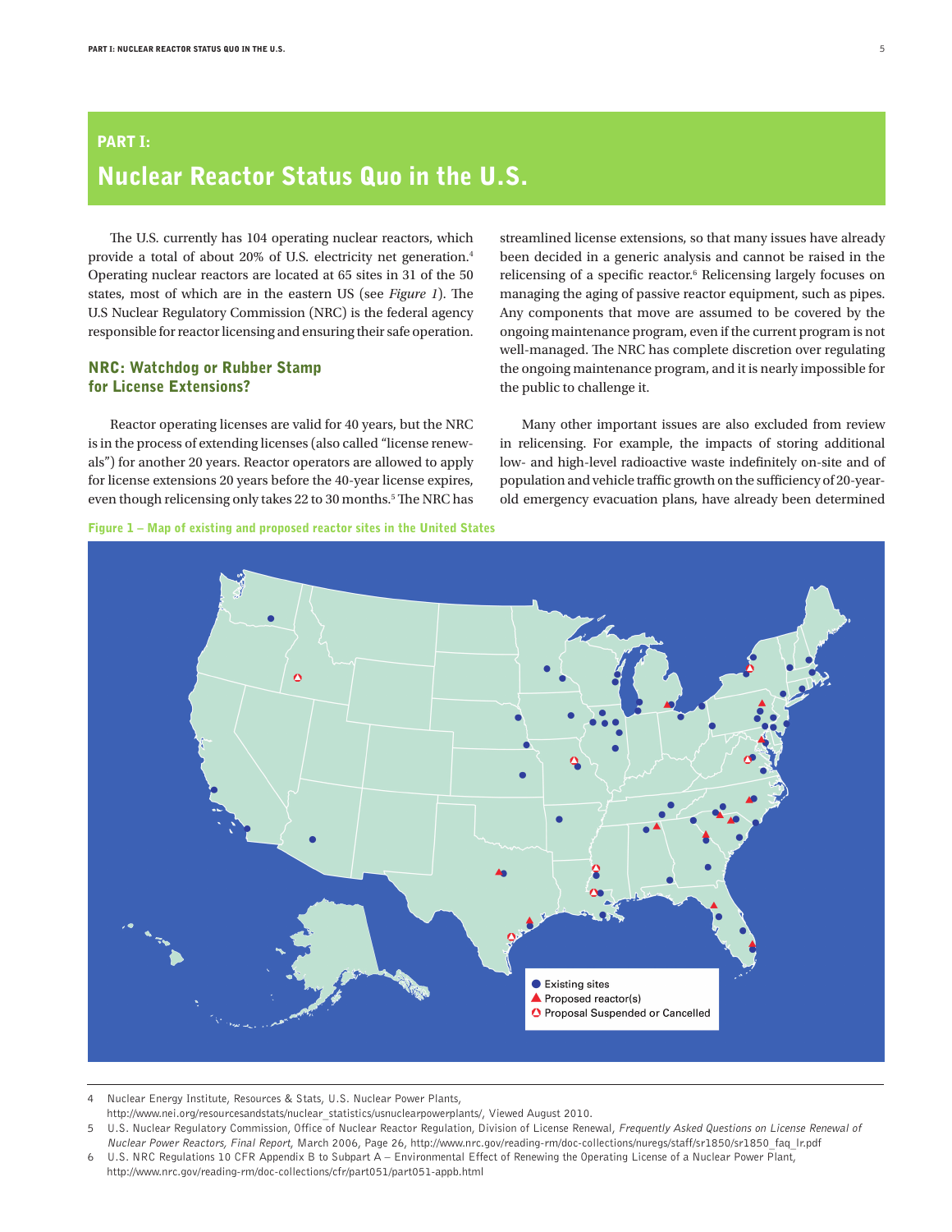# PART I:

# Nuclear Reactor Status Quo in the U.S.

The U.S. currently has 104 operating nuclear reactors, which provide a total of about 20% of U.S. electricity net generation.[4] Operating nuclear reactors are located at 65 sites in 31 of the 50 states, most of which are in the eastern US (see *Figure 1*). The U.S Nuclear Regulatory Commission (NRC) is the federal agency responsible for reactor licensing and ensuring their safe operation.

## NRC: Watchdog or Rubber Stamp for License Extensions?

Reactor operating licenses are valid for 40 years, but the NRC is in the process of extending licenses (also called "license renewals") for another 20 years. Reactor operators are allowed to apply for license extensions 20 years before the 40-year license expires, even though relicensing only takes 22 to 30 months.[5] The NRC has streamlined license extensions, so that many issues have already been decided in a generic analysis and cannot be raised in the relicensing of a specific reactor.[6] Relicensing largely focuses on managing the aging of passive reactor equipment, such as pipes. Any components that move are assumed to be covered by the ongoing maintenance program, even if the current program is not well-managed. The NRC has complete discretion over regulating the ongoing maintenance program, and it is nearly impossible for the public to challenge it.

Many other important issues are also excluded from review in relicensing. For example, the impacts of storing additional low- and high-level radioactive waste indefinitely on-site and of population and vehicle traffic growth on the sufficiency of 20-year-old emergency evacuation plans, have already been determined

**Figure 1 – Map of existing and proposed reactor sites in the United States**

Existing sites
Proposed reactor(s)
Proposal Suspended or Cancelled

---

4 Nuclear Energy Institute, Resources & Stats, U.S. Nuclear Power Plants, http://www.nei.org/resourcesandstats/nuclear_statistics/usnuclearpowerplants/, Viewed August 2010.

5 U.S. Nuclear Regulatory Commission, Office of Nuclear Reactor Regulation, Division of License Renewal, *Frequently Asked Questions on License Renewal of Nuclear Power Reactors, Final Report*, March 2006, Page 26, http://www.nrc.gov/reading-rm/doc-collections/nuregs/staff/sr1850/sr1850_faq_lr.pdf

6 U.S. NRC Regulations 10 CFR Appendix B to Subpart A – Environmental Effect of Renewing the Operating License of a Nuclear Power Plant, http://www.nrc.gov/reading-rm/doc-collections/cfr/part051/part051-appb.html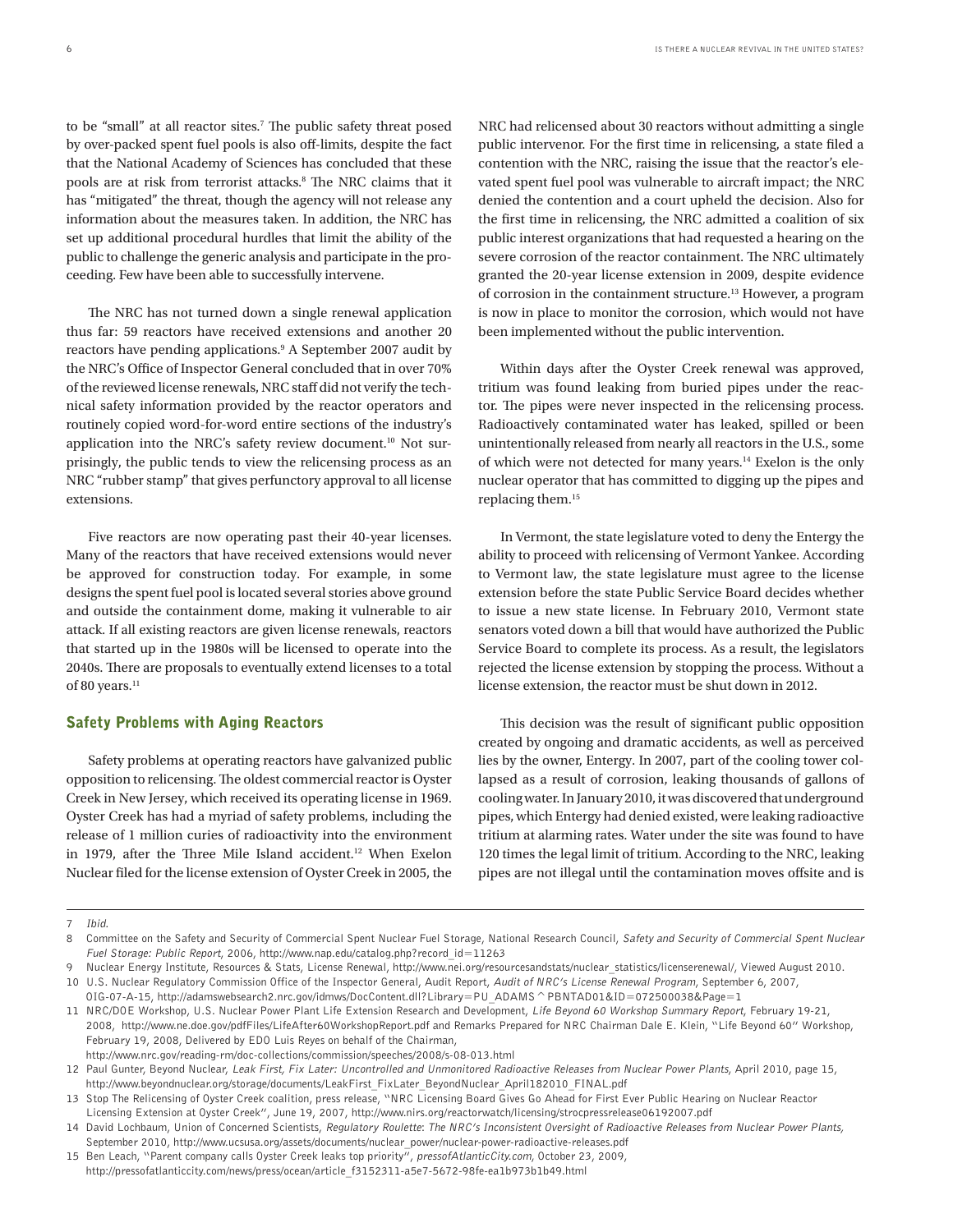to be "small" at all reactor sites.[7] The public safety threat posed by over-packed spent fuel pools is also off-limits, despite the fact that the National Academy of Sciences has concluded that these pools are at risk from terrorist attacks.[8] The NRC claims that it has "mitigated" the threat, though the agency will not release any information about the measures taken. In addition, the NRC has set up additional procedural hurdles that limit the ability of the public to challenge the generic analysis and participate in the proceeding. Few have been able to successfully intervene.

The NRC has not turned down a single renewal application thus far: 59 reactors have received extensions and another 20 reactors have pending applications.[9] A September 2007 audit by the NRC's Office of Inspector General concluded that in over 70% of the reviewed license renewals, NRC staff did not verify the technical safety information provided by the reactor operators and routinely copied word-for-word entire sections of the industry's application into the NRC's safety review document.[10] Not surprisingly, the public tends to view the relicensing process as an NRC "rubber stamp" that gives perfunctory approval to all license extensions.

Five reactors are now operating past their 40-year licenses. Many of the reactors that have received extensions would never be approved for construction today. For example, in some designs the spent fuel pool is located several stories above ground and outside the containment dome, making it vulnerable to air attack. If all existing reactors are given license renewals, reactors that started up in the 1980s will be licensed to operate into the 2040s. There are proposals to eventually extend licenses to a total of 80 years.[11]

## Safety Problems with Aging Reactors

Safety problems at operating reactors have galvanized public opposition to relicensing. The oldest commercial reactor is Oyster Creek in New Jersey, which received its operating license in 1969. Oyster Creek has had a myriad of safety problems, including the release of 1 million curies of radioactivity into the environment in 1979, after the Three Mile Island accident.[12] When Exelon Nuclear filed for the license extension of Oyster Creek in 2005, the NRC had relicensed about 30 reactors without admitting a single public intervenor. For the first time in relicensing, a state filed a contention with the NRC, raising the issue that the reactor's elevated spent fuel pool was vulnerable to aircraft impact; the NRC denied the contention and a court upheld the decision. Also for the first time in relicensing, the NRC admitted a coalition of six public interest organizations that had requested a hearing on the severe corrosion of the reactor containment. The NRC ultimately granted the 20-year license extension in 2009, despite evidence of corrosion in the containment structure.[13] However, a program is now in place to monitor the corrosion, which would not have been implemented without the public intervention.

Within days after the Oyster Creek renewal was approved, tritium was found leaking from buried pipes under the reactor. The pipes were never inspected in the relicensing process. Radioactively contaminated water has leaked, spilled or been unintentionally released from nearly all reactors in the U.S., some of which were not detected for many years.[14] Exelon is the only nuclear operator that has committed to digging up the pipes and replacing them.[15]

In Vermont, the state legislature voted to deny the Entergy the ability to proceed with relicensing of Vermont Yankee. According to Vermont law, the state legislature must agree to the license extension before the state Public Service Board decides whether to issue a new state license. In February 2010, Vermont state senators voted down a bill that would have authorized the Public Service Board to complete its process. As a result, the legislators rejected the license extension by stopping the process. Without a license extension, the reactor must be shut down in 2012.

This decision was the result of significant public opposition created by ongoing and dramatic accidents, as well as perceived lies by the owner, Entergy. In 2007, part of the cooling tower collapsed as a result of corrosion, leaking thousands of gallons of cooling water. In January 2010, it was discovered that underground pipes, which Entergy had denied existed, were leaking radioactive tritium at alarming rates. Water under the site was found to have 120 times the legal limit of tritium. According to the NRC, leaking pipes are not illegal until the contamination moves offsite and is

---

7 *Ibid.*

8 Committee on the Safety and Security of Commercial Spent Nuclear Fuel Storage, National Research Council, *Safety and Security of Commercial Spent Nuclear Fuel Storage: Public Report*, 2006, http://www.nap.edu/catalog.php?record_id=11263

9 Nuclear Energy Institute, Resources & Stats, License Renewal, http://www.nei.org/resourcesandstats/nuclear_statistics/licenserenewal/, Viewed August 2010.

10 U.S. Nuclear Regulatory Commission Office of the Inspector General, Audit Report, *Audit of NRC's License Renewal Program*, September 6, 2007, OIG-07-A-15, http://adamswebsearch2.nrc.gov/idmws/DocContent.dll?Library=PU_ADAMS^PBNTAD01&ID=072500038&Page=1

11 NRC/DOE Workshop, U.S. Nuclear Power Plant Life Extension Research and Development, *Life Beyond 60 Workshop Summary Report*, February 19-21, 2008, http://www.ne.doe.gov/pdfFiles/LifeAfter60WorkshopReport.pdf and Remarks Prepared for NRC Chairman Dale E. Klein, "Life Beyond 60" Workshop, February 19, 2008, Delivered by EDO Luis Reyes on behalf of the Chairman, http://www.nrc.gov/reading-rm/doc-collections/commission/speeches/2008/s-08-013.html

12 Paul Gunter, Beyond Nuclear, *Leak First, Fix Later: Uncontrolled and Unmonitored Radioactive Releases from Nuclear Power Plants*, April 2010, page 15, http://www.beyondnuclear.org/storage/documents/LeakFirst_FixLater_BeyondNuclear_April182010_FINAL.pdf

13 Stop The Relicensing of Oyster Creek coalition, press release, "NRC Licensing Board Gives Go Ahead for First Ever Public Hearing on Nuclear Reactor Licensing Extension at Oyster Creek", June 19, 2007, http://www.nirs.org/reactorwatch/licensing/strocpressrelease06192007.pdf

14 David Lochbaum, Union of Concerned Scientists, *Regulatory Roulette: The NRC's Inconsistent Oversight of Radioactive Releases from Nuclear Power Plants*, September 2010, http://www.ucsusa.org/assets/documents/nuclear_power/nuclear-power-radioactive-releases.pdf

15 Ben Leach, "Parent company calls Oyster Creek leaks top priority", *pressofAtlanticCity.com*, October 23, 2009, http://pressofatlanticcity.com/news/press/ocean/article_f3152311-a5e7-5672-98fe-ea1b973b1b49.html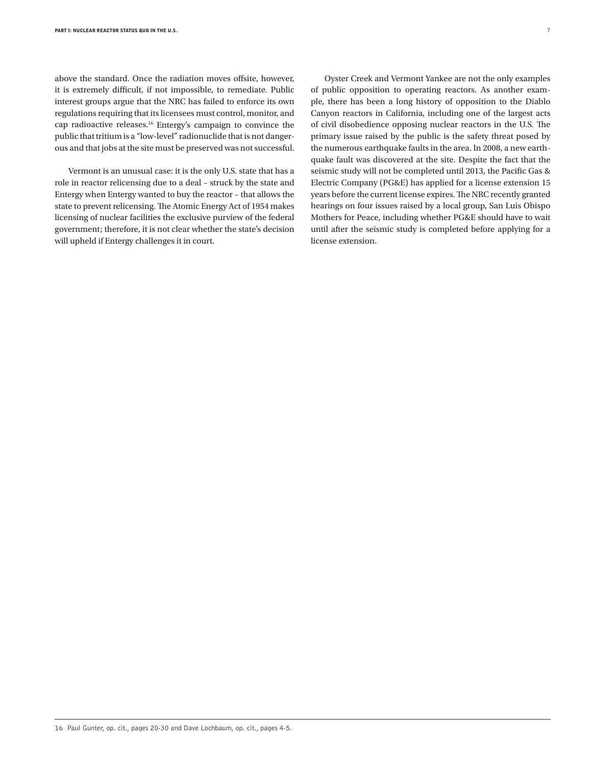above the standard. Once the radiation moves offsite, however, it is extremely difficult, if not impossible, to remediate. Public interest groups argue that the NRC has failed to enforce its own regulations requiring that its licensees must control, monitor, and cap radioactive releases.[16] Entergy's campaign to convince the public that tritium is a "low-level" radionuclide that is not dangerous and that jobs at the site must be preserved was not successful.

Vermont is an unusual case: it is the only U.S. state that has a role in reactor relicensing due to a deal – struck by the state and Entergy when Entergy wanted to buy the reactor – that allows the state to prevent relicensing. The Atomic Energy Act of 1954 makes licensing of nuclear facilities the exclusive purview of the federal government; therefore, it is not clear whether the state's decision will upheld if Entergy challenges it in court.

Oyster Creek and Vermont Yankee are not the only examples of public opposition to operating reactors. As another example, there has been a long history of opposition to the Diablo Canyon reactors in California, including one of the largest acts of civil disobedience opposing nuclear reactors in the U.S. The primary issue raised by the public is the safety threat posed by the numerous earthquake faults in the area. In 2008, a new earthquake fault was discovered at the site. Despite the fact that the seismic study will not be completed until 2013, the Pacific Gas & Electric Company (PG&E) has applied for a license extension 15 years before the current license expires. The NRC recently granted hearings on four issues raised by a local group, San Luis Obispo Mothers for Peace, including whether PG&E should have to wait until after the seismic study is completed before applying for a license extension.

---

16 Paul Gunter, op. cit., pages 20-30 and Dave Lochbaum, op. cit., pages 4-5.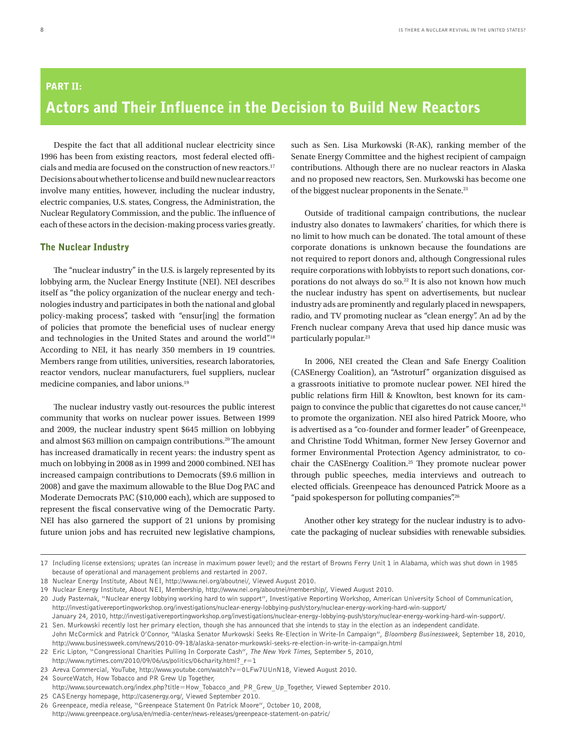## PART II:

# Actors and Their Influence in the Decision to Build New Reactors

Despite the fact that all additional nuclear electricity since 1996 has been from existing reactors, most federal elected officials and media are focused on the construction of new reactors.[17] Decisions about whether to license and build new nuclear reactors involve many entities, however, including the nuclear industry, electric companies, U.S. states, Congress, the Administration, the Nuclear Regulatory Commission, and the public. The influence of each of these actors in the decision-making process varies greatly.

### The Nuclear Industry

The "nuclear industry" in the U.S. is largely represented by its lobbying arm, the Nuclear Energy Institute (NEI). NEI describes itself as "the policy organization of the nuclear energy and technologies industry and participates in both the national and global policy-making process", tasked with "ensur[ing] the formation of policies that promote the beneficial uses of nuclear energy and technologies in the United States and around the world".[18] According to NEI, it has nearly 350 members in 19 countries. Members range from utilities, universities, research laboratories, reactor vendors, nuclear manufacturers, fuel suppliers, nuclear medicine companies, and labor unions.[19]

The nuclear industry vastly out-resources the public interest community that works on nuclear power issues. Between 1999 and 2009, the nuclear industry spent $645 million on lobbying and almost $63 million on campaign contributions.[20] The amount has increased dramatically in recent years: the industry spent as much on lobbying in 2008 as in 1999 and 2000 combined. NEI has increased campaign contributions to Democrats ($9.6 million in 2008) and gave the maximum allowable to the Blue Dog PAC and Moderate Democrats PAC ($10,000 each), which are supposed to represent the fiscal conservative wing of the Democratic Party. NEI has also garnered the support of 21 unions by promising future union jobs and has recruited new legislative champions, such as Sen. Lisa Murkowski (R-AK), ranking member of the Senate Energy Committee and the highest recipient of campaign contributions. Although there are no nuclear reactors in Alaska and no proposed new reactors, Sen. Murkowski has become one of the biggest nuclear proponents in the Senate.[21]

Outside of traditional campaign contributions, the nuclear industry also donates to lawmakers' charities, for which there is no limit to how much can be donated. The total amount of these corporate donations is unknown because the foundations are not required to report donors and, although Congressional rules require corporations with lobbyists to report such donations, corporations do not always do so.[22] It is also not known how much the nuclear industry has spent on advertisements, but nuclear industry ads are prominently and regularly placed in newspapers, radio, and TV promoting nuclear as "clean energy". An ad by the French nuclear company Areva that used hip dance music was particularly popular.[23]

In 2006, NEI created the Clean and Safe Energy Coalition (CASEnergy Coalition), an "Astroturf" organization disguised as a grassroots initiative to promote nuclear power. NEI hired the public relations firm Hill & Knowlton, best known for its campaign to convince the public that cigarettes do not cause cancer,[24] to promote the organization. NEI also hired Patrick Moore, who is advertised as a "co-founder and former leader" of Greenpeace, and Christine Todd Whitman, former New Jersey Governor and former Environmental Protection Agency administrator, to co-chair the CASEnergy Coalition.[25] They promote nuclear power through public speeches, media interviews and outreach to elected officials. Greenpeace has denounced Patrick Moore as a "paid spokesperson for polluting companies".[26]

Another other key strategy for the nuclear industry is to advocate the packaging of nuclear subsidies with renewable subsidies.

---

17 Including license extensions; uprates (an increase in maximum power level); and the restart of Browns Ferry Unit 1 in Alabama, which was shut down in 1985 because of operational and management problems and restarted in 2007.

18 Nuclear Energy Institute, About NEI, http://www.nei.org/aboutnei/, Viewed August 2010.

19 Nuclear Energy Institute, About NEI, Membership, http://www.nei.org/aboutnei/membership/, Viewed August 2010.

20 Judy Pasternak, "Nuclear energy lobbying working hard to win support", Investigative Reporting Workshop, American University School of Communication, http://investigativereportingworkshop.org/investigations/nuclear-energy-lobbying-push/story/nuclear-energy-working-hard-win-support/ January 24, 2010, http://investigativereportingworkshop.org/investigations/nuclear-energy-lobbying-push/story/nuclear-energy-working-hard-win-support/.

21 Sen. Murkowski recently lost her primary election, though she has announced that she intends to stay in the election as an independent candidate. John McCormick and Patrick O'Connor, "Alaska Senator Murkowski Seeks Re-Election in Write-In Campaign", *Bloomberg Businessweek*, September 18, 2010, http://www.businessweek.com/news/2010-09-18/alaska-senator-murkowski-seeks-re-election-in-write-in-campaign.html

22 Eric Lipton, "Congressional Charities Pulling In Corporate Cash", *The New York Times*, September 5, 2010, http://www.nytimes.com/2010/09/06/us/politics/06charity.html?_r=1

23 Areva Commercial, YouTube, http://www.youtube.com/watch?v=0LFw7UUnN18, Viewed August 2010.

24 SourceWatch, How Tobacco and PR Grew Up Together, http://www.sourcewatch.org/index.php?title=How_Tobacco_and_PR_Grew_Up_Together, Viewed September 2010.

25 CASEnergy homepage, http://casenergy.org/, Viewed September 2010.

26 Greenpeace, media release, "Greenpeace Statement On Patrick Moore", October 10, 2008, http://www.greenpeace.org/usa/en/media-center/news-releases/greenpeace-statement-on-patric/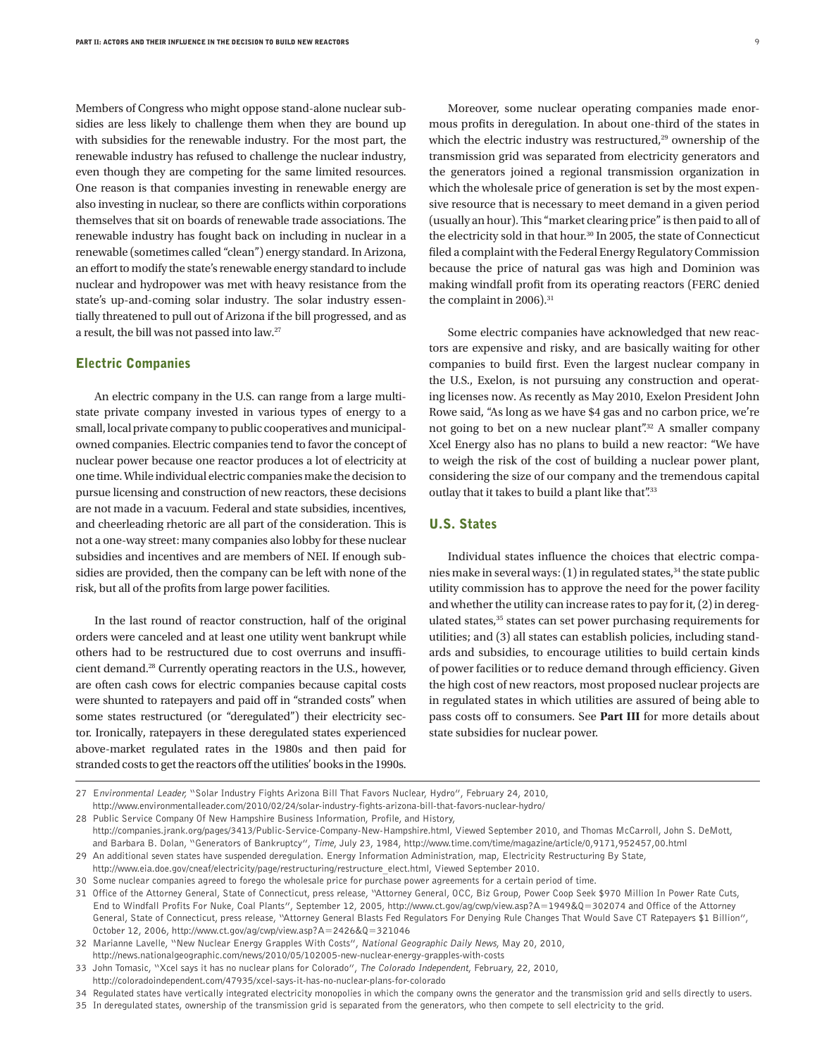Members of Congress who might oppose stand-alone nuclear subsidies are less likely to challenge them when they are bound up with subsidies for the renewable industry. For the most part, the renewable industry has refused to challenge the nuclear industry, even though they are competing for the same limited resources. One reason is that companies investing in renewable energy are also investing in nuclear, so there are conflicts within corporations themselves that sit on boards of renewable trade associations. The renewable industry has fought back on including in nuclear in a renewable (sometimes called "clean") energy standard. In Arizona, an effort to modify the state's renewable energy standard to include nuclear and hydropower was met with heavy resistance from the state's up-and-coming solar industry. The solar industry essentially threatened to pull out of Arizona if the bill progressed, and as a result, the bill was not passed into law.[27]

## Electric Companies

An electric company in the U.S. can range from a large multi-state private company invested in various types of energy to a small, local private company to public cooperatives and municipal-owned companies. Electric companies tend to favor the concept of nuclear power because one reactor produces a lot of electricity at one time. While individual electric companies make the decision to pursue licensing and construction of new reactors, these decisions are not made in a vacuum. Federal and state subsidies, incentives, and cheerleading rhetoric are all part of the consideration. This is not a one-way street: many companies also lobby for these nuclear subsidies and incentives and are members of NEI. If enough subsidies are provided, then the company can be left with none of the risk, but all of the profits from large power facilities.

In the last round of reactor construction, half of the original orders were canceled and at least one utility went bankrupt while others had to be restructured due to cost overruns and insufficient demand.[28] Currently operating reactors in the U.S., however, are often cash cows for electric companies because capital costs were shunted to ratepayers and paid off in "stranded costs" when some states restructured (or "deregulated") their electricity sector. Ironically, ratepayers in these deregulated states experienced above-market regulated rates in the 1980s and then paid for stranded costs to get the reactors off the utilities' books in the 1990s.

Moreover, some nuclear operating companies made enormous profits in deregulation. In about one-third of the states in which the electric industry was restructured,[29] ownership of the transmission grid was separated from electricity generators and the generators joined a regional transmission organization in which the wholesale price of generation is set by the most expensive resource that is necessary to meet demand in a given period (usually an hour). This "market clearing price" is then paid to all of the electricity sold in that hour.[30] In 2005, the state of Connecticut filed a complaint with the Federal Energy Regulatory Commission because the price of natural gas was high and Dominion was making windfall profit from its operating reactors (FERC denied the complaint in 2006).[31]

Some electric companies have acknowledged that new reactors are expensive and risky, and are basically waiting for other companies to build first. Even the largest nuclear company in the U.S., Exelon, is not pursuing any construction and operating licenses now. As recently as May 2010, Exelon President John Rowe said, "As long as we have $4 gas and no carbon price, we're not going to bet on a new nuclear plant".[32] A smaller company Xcel Energy also has no plans to build a new reactor: "We have to weigh the risk of the cost of building a nuclear power plant, considering the size of our company and the tremendous capital outlay that it takes to build a plant like that".[33]

## U.S. States

Individual states influence the choices that electric companies make in several ways: (1) in regulated states,[34] the state public utility commission has to approve the need for the power facility and whether the utility can increase rates to pay for it, (2) in deregulated states,[35] states can set power purchasing requirements for utilities; and (3) all states can establish policies, including standards and subsidies, to encourage utilities to build certain kinds of power facilities or to reduce demand through efficiency. Given the high cost of new reactors, most proposed nuclear projects are in regulated states in which utilities are assured of being able to pass costs off to consumers. See **Part III** for more details about state subsidies for nuclear power.

---

27 *Environmental Leader*, "Solar Industry Fights Arizona Bill That Favors Nuclear, Hydro", February 24, 2010, http://www.environmentalleader.com/2010/02/24/solar-industry-fights-arizona-bill-that-favors-nuclear-hydro/

28 Public Service Company Of New Hampshire Business Information, Profile, and History, http://companies.jrank.org/pages/3413/Public-Service-Company-New-Hampshire.html, Viewed September 2010, and Thomas McCarroll, John S. DeMott, and Barbara B. Dolan, "Generators of Bankruptcy", *Time*, July 23, 1984, http://www.time.com/time/magazine/article/0,9171,952457,00.html

29 An additional seven states have suspended deregulation. Energy Information Administration, map, Electricity Restructuring By State, http://www.eia.doe.gov/cneaf/electricity/page/restructuring/restructure_elect.html, Viewed September 2010.

30 Some nuclear companies agreed to forego the wholesale price for purchase power agreements for a certain period of time.

31 Office of the Attorney General, State of Connecticut, press release, "Attorney General, OCC, Biz Group, Power Coop Seek $970 Million In Power Rate Cuts, End to Windfall Profits For Nuke, Coal Plants", September 12, 2005, http://www.ct.gov/ag/cwp/view.asp?A=1949&Q=302074 and Office of the Attorney General, State of Connecticut, press release, "Attorney General Blasts Fed Regulators For Denying Rule Changes That Would Save CT Ratepayers $1 Billion", October 12, 2006, http://www.ct.gov/ag/cwp/view.asp?A=2426&Q=321046

32 Marianne Lavelle, "New Nuclear Energy Grapples With Costs", *National Geographic Daily News*, May 20, 2010, http://news.nationalgeographic.com/news/2010/05/102005-new-nuclear-energy-grapples-with-costs

33 John Tomasic, "Xcel says it has no nuclear plans for Colorado", *The Colorado Independent*, February, 22, 2010, http://coloradoindependent.com/47935/xcel-says-it-has-no-nuclear-plans-for-colorado

34 Regulated states have vertically integrated electricity monopolies in which the company owns the generator and the transmission grid and sells directly to users.

35 In deregulated states, ownership of the transmission grid is separated from the generators, who then compete to sell electricity to the grid.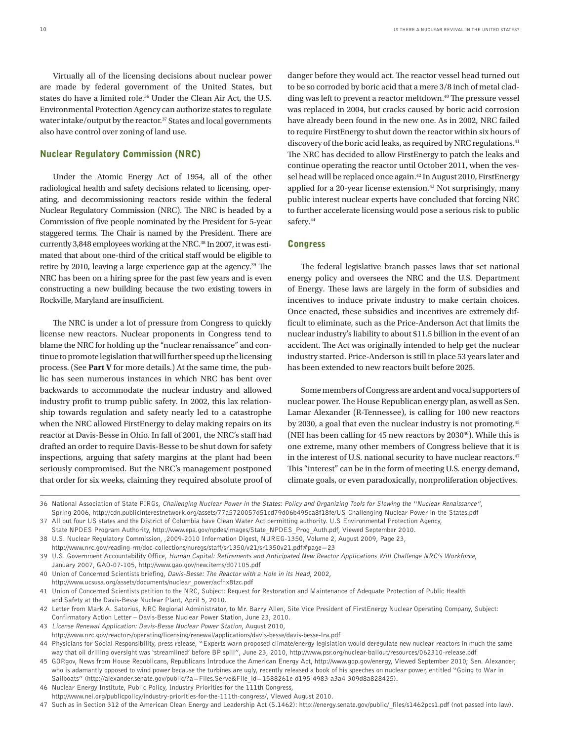Virtually all of the licensing decisions about nuclear power are made by federal government of the United States, but states do have a limited role.[36] Under the Clean Air Act, the U.S. Environmental Protection Agency can authorize states to regulate water intake/output by the reactor.[37] States and local governments also have control over zoning of land use.

## Nuclear Regulatory Commission (NRC)

Under the Atomic Energy Act of 1954, all of the other radiological health and safety decisions related to licensing, operating, and decommissioning reactors reside within the federal Nuclear Regulatory Commission (NRC). The NRC is headed by a Commission of five people nominated by the President for 5-year staggered terms. The Chair is named by the President. There are currently 3,848 employees working at the NRC.[38] In 2007, it was estimated that about one-third of the critical staff would be eligible to retire by 2010, leaving a large experience gap at the agency.[39] The NRC has been on a hiring spree for the past few years and is even constructing a new building because the two existing towers in Rockville, Maryland are insufficient.

The NRC is under a lot of pressure from Congress to quickly license new reactors. Nuclear proponents in Congress tend to blame the NRC for holding up the "nuclear renaissance" and continue to promote legislation that will further speed up the licensing process. (See **Part V** for more details.) At the same time, the public has seen numerous instances in which NRC has bent over backwards to accommodate the nuclear industry and allowed industry profit to trump public safety. In 2002, this lax relationship towards regulation and safety nearly led to a catastrophe when the NRC allowed FirstEnergy to delay making repairs on its reactor at Davis-Besse in Ohio. In fall of 2001, the NRC's staff had drafted an order to require Davis-Besse to be shut down for safety inspections, arguing that safety margins at the plant had been seriously compromised. But the NRC's management postponed that order for six weeks, claiming they required absolute proof of danger before they would act. The reactor vessel head turned out to be so corroded by boric acid that a mere 3/8 inch of metal cladding was left to prevent a reactor meltdown.[40] The pressure vessel was replaced in 2004, but cracks caused by boric acid corrosion have already been found in the new one. As in 2002, NRC failed to require FirstEnergy to shut down the reactor within six hours of discovery of the boric acid leaks, as required by NRC regulations.[41] The NRC has decided to allow FirstEnergy to patch the leaks and continue operating the reactor until October 2011, when the vessel head will be replaced once again.[42] In August 2010, FirstEnergy applied for a 20-year license extension.[43] Not surprisingly, many public interest nuclear experts have concluded that forcing NRC to further accelerate licensing would pose a serious risk to public safety.[44]

## Congress

The federal legislative branch passes laws that set national energy policy and oversees the NRC and the U.S. Department of Energy. These laws are largely in the form of subsidies and incentives to induce private industry to make certain choices. Once enacted, these subsidies and incentives are extremely difficult to eliminate, such as the Price-Anderson Act that limits the nuclear industry's liability to about $11.5 billion in the event of an accident. The Act was originally intended to help get the nuclear industry started. Price-Anderson is still in place 53 years later and has been extended to new reactors built before 2025.

Some members of Congress are ardent and vocal supporters of nuclear power. The House Republican energy plan, as well as Sen. Lamar Alexander (R-Tennessee), is calling for 100 new reactors by 2030, a goal that even the nuclear industry is not promoting.[45] (NEI has been calling for 45 new reactors by 2030[46]). While this is one extreme, many other members of Congress believe that it is in the interest of U.S. national security to have nuclear reactors.[47] This "interest" can be in the form of meeting U.S. energy demand, climate goals, or even paradoxically, nonproliferation objectives.

---

36 National Association of State PIRGs, *Challenging Nuclear Power in the States: Policy and Organizing Tools for Slowing the "Nuclear Renaissance"*, Spring 2006, http://cdn.publicinterestnetwork.org/assets/77a5720057d51cd79d06b495ca8f18fe/US-Challenging-Nuclear-Power-in-the-States.pdf

37 All but four US states and the District of Columbia have Clean Water Act permitting authority. U.S Environmental Protection Agency, State NPDES Program Authority, http://www.epa.gov/npdes/images/State_NPDES_Prog_Auth.pdf, Viewed September 2010.

38 U.S. Nuclear Regulatory Commission, ,2009-2010 Information Digest, NUREG-1350, Volume 2, August 2009, Page 23, http://www.nrc.gov/reading-rm/doc-collections/nuregs/staff/sr1350/v21/sr1350v21.pdf#page=23

39 U.S. Government Accountability Office, *Human Capital: Retirements and Anticipated New Reactor Applications Will Challenge NRC's Workforce*, January 2007, GAO-07-105, http://www.gao.gov/new.items/d07105.pdf

40 Union of Concerned Scientists briefing, *Davis-Besse: The Reactor with a Hole in its Head*, 2002, http://www.ucsusa.org/assets/documents/nuclear_power/acfnx8tzc.pdf

41 Union of Concerned Scientists petition to the NRC, Subject: Request for Restoration and Maintenance of Adequate Protection of Public Health and Safety at the Davis-Besse Nuclear Plant, April 5, 2010.

42 Letter from Mark A. Satorius, NRC Regional Administrator, to Mr. Barry Allen, Site Vice President of FirstEnergy Nuclear Operating Company, Subject: Confirmatory Action Letter – Davis-Besse Nuclear Power Station, June 23, 2010.

43 *License Renewal Application: Davis-Besse Nuclear Power Station*, August 2010, http://www.nrc.gov/reactors/operating/licensing/renewal/applications/davis-besse/davis-besse-lra.pdf

44 Physicians for Social Responsibility, press release, "Experts warn proposed climate/energy legislation would deregulate new nuclear reactors in much the same way that oil drilling oversight was 'streamlined' before BP spill", June 23, 2010, http://www.psr.org/nuclear-bailout/resources/062310-release.pdf

45 GOP.gov, News from House Republicans, Republicans Introduce the American Energy Act, http://www.gop.gov/energy, Viewed September 2010; Sen. Alexander, who is adamantly opposed to wind power because the turbines are ugly, recently released a book of his speeches on nuclear power, entitled "Going to War in Sailboats" (http://alexander.senate.gov/public/?a=Files.Serve&File_id=1588261e-d195-4983-a3a4-309d8a828425).

46 Nuclear Energy Institute, Public Policy, Industry Priorities for the 111th Congress, http://www.nei.org/publicpolicy/industry-priorities-for-the-111th-congress/, Viewed August 2010.

47 Such as in Section 312 of the American Clean Energy and Leadership Act (S.1462): http://energy.senate.gov/public/_files/s1462pcs1.pdf (not passed into law).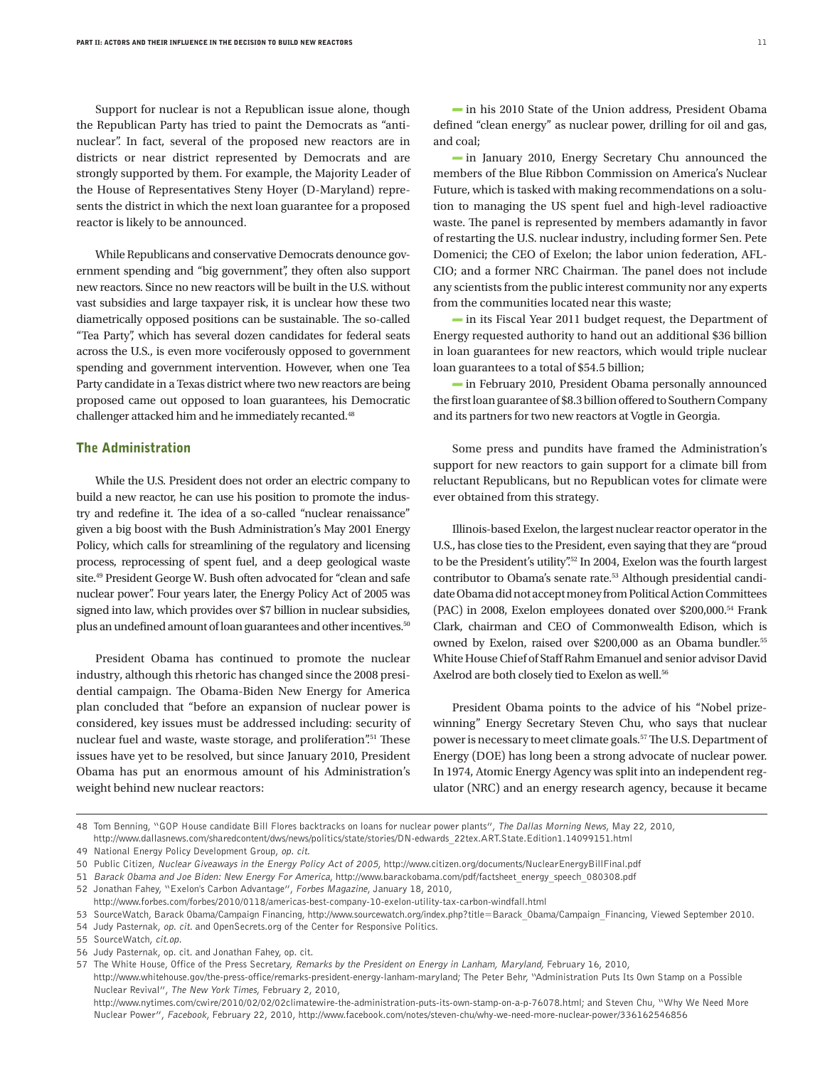Support for nuclear is not a Republican issue alone, though the Republican Party has tried to paint the Democrats as "anti-nuclear". In fact, several of the proposed new reactors are in districts or near district represented by Democrats and are strongly supported by them. For example, the Majority Leader of the House of Representatives Steny Hoyer (D-Maryland) represents the district in which the next loan guarantee for a proposed reactor is likely to be announced.

While Republicans and conservative Democrats denounce government spending and "big government", they often also support new reactors. Since no new reactors will be built in the U.S. without vast subsidies and large taxpayer risk, it is unclear how these two diametrically opposed positions can be sustainable. The so-called "Tea Party", which has several dozen candidates for federal seats across the U.S., is even more vociferously opposed to government spending and government intervention. However, when one Tea Party candidate in a Texas district where two new reactors are being proposed came out opposed to loan guarantees, his Democratic challenger attacked him and he immediately recanted.[48]

## The Administration

While the U.S. President does not order an electric company to build a new reactor, he can use his position to promote the industry and redefine it. The idea of a so-called "nuclear renaissance" given a big boost with the Bush Administration's May 2001 Energy Policy, which calls for streamlining of the regulatory and licensing process, reprocessing of spent fuel, and a deep geological waste site.[49] President George W. Bush often advocated for "clean and safe nuclear power". Four years later, the Energy Policy Act of 2005 was signed into law, which provides over $7 billion in nuclear subsidies, plus an undefined amount of loan guarantees and other incentives.[50]

President Obama has continued to promote the nuclear industry, although this rhetoric has changed since the 2008 presidential campaign. The Obama-Biden New Energy for America plan concluded that "before an expansion of nuclear power is considered, key issues must be addressed including: security of nuclear fuel and waste, waste storage, and proliferation".[51] These issues have yet to be resolved, but since January 2010, President Obama has put an enormous amount of his Administration's weight behind new nuclear reactors:

- in his 2010 State of the Union address, President Obama defined "clean energy" as nuclear power, drilling for oil and gas, and coal;
- in January 2010, Energy Secretary Chu announced the members of the Blue Ribbon Commission on America's Nuclear Future, which is tasked with making recommendations on a solution to managing the US spent fuel and high-level radioactive waste. The panel is represented by members adamantly in favor of restarting the U.S. nuclear industry, including former Sen. Pete Domenici; the CEO of Exelon; the labor union federation, AFL-CIO; and a former NRC Chairman. The panel does not include any scientists from the public interest community nor any experts from the communities located near this waste;
- in its Fiscal Year 2011 budget request, the Department of Energy requested authority to hand out an additional $36 billion in loan guarantees for new reactors, which would triple nuclear loan guarantees to a total of $54.5 billion;
- in February 2010, President Obama personally announced the first loan guarantee of $8.3 billion offered to Southern Company and its partners for two new reactors at Vogtle in Georgia.

Some press and pundits have framed the Administration's support for new reactors to gain support for a climate bill from reluctant Republicans, but no Republican votes for climate were ever obtained from this strategy.

Illinois-based Exelon, the largest nuclear reactor operator in the U.S., has close ties to the President, even saying that they are "proud to be the President's utility".[52] In 2004, Exelon was the fourth largest contributor to Obama's senate rate.[53] Although presidential candidate Obama did not accept money from Political Action Committees (PAC) in 2008, Exelon employees donated over $200,000.[54] Frank Clark, chairman and CEO of Commonwealth Edison, which is owned by Exelon, raised over $200,000 as an Obama bundler.[55] White House Chief of Staff Rahm Emanuel and senior advisor David Axelrod are both closely tied to Exelon as well.[56]

President Obama points to the advice of his "Nobel prize-winning" Energy Secretary Steven Chu, who says that nuclear power is necessary to meet climate goals.[57] The U.S. Department of Energy (DOE) has long been a strong advocate of nuclear power. In 1974, Atomic Energy Agency was split into an independent regulator (NRC) and an energy research agency, because it became

---

48 Tom Benning, "GOP House candidate Bill Flores backtracks on loans for nuclear power plants", *The Dallas Morning News*, May 22, 2010, http://www.dallasnews.com/sharedcontent/dws/news/politics/state/stories/DN-edwards_22tex.ART.State.Edition1.14099151.html

49 National Energy Policy Development Group, *op. cit.*

50 Public Citizen, *Nuclear Giveaways in the Energy Policy Act of 2005*, http://www.citizen.org/documents/NuclearEnergyBillFinal.pdf

51 *Barack Obama and Joe Biden: New Energy For America*, http://www.barackobama.com/pdf/factsheet_energy_speech_080308.pdf

52 Jonathan Fahey, "Exelon's Carbon Advantage", *Forbes Magazine*, January 18, 2010, http://www.forbes.com/forbes/2010/0118/americas-best-company-10-exelon-utility-tax-carbon-windfall.html

53 SourceWatch, Barack Obama/Campaign Financing, http://www.sourcewatch.org/index.php?title=Barack_Obama/Campaign_Financing, Viewed September 2010.

54 Judy Pasternak, *op. cit.* and OpenSecrets.org of the Center for Responsive Politics.

55 SourceWatch, *cit.op.*

56 Judy Pasternak, op. cit. and Jonathan Fahey, op. cit.

57 The White House, Office of the Press Secretary, *Remarks by the President on Energy in Lanham, Maryland*, February 16, 2010, http://www.whitehouse.gov/the-press-office/remarks-president-energy-lanham-maryland; The Peter Behr, "Administration Puts Its Own Stamp on a Possible Nuclear Revival", *The New York Times*, February 2, 2010, http://www.nytimes.com/cwire/2010/02/02/02climatewire-the-administration-puts-its-own-stamp-on-a-p-76078.html; and Steven Chu, "Why We Need More Nuclear Power", *Facebook*, February 22, 2010, http://www.facebook.com/notes/steven-chu/why-we-need-more-nuclear-power/336162546856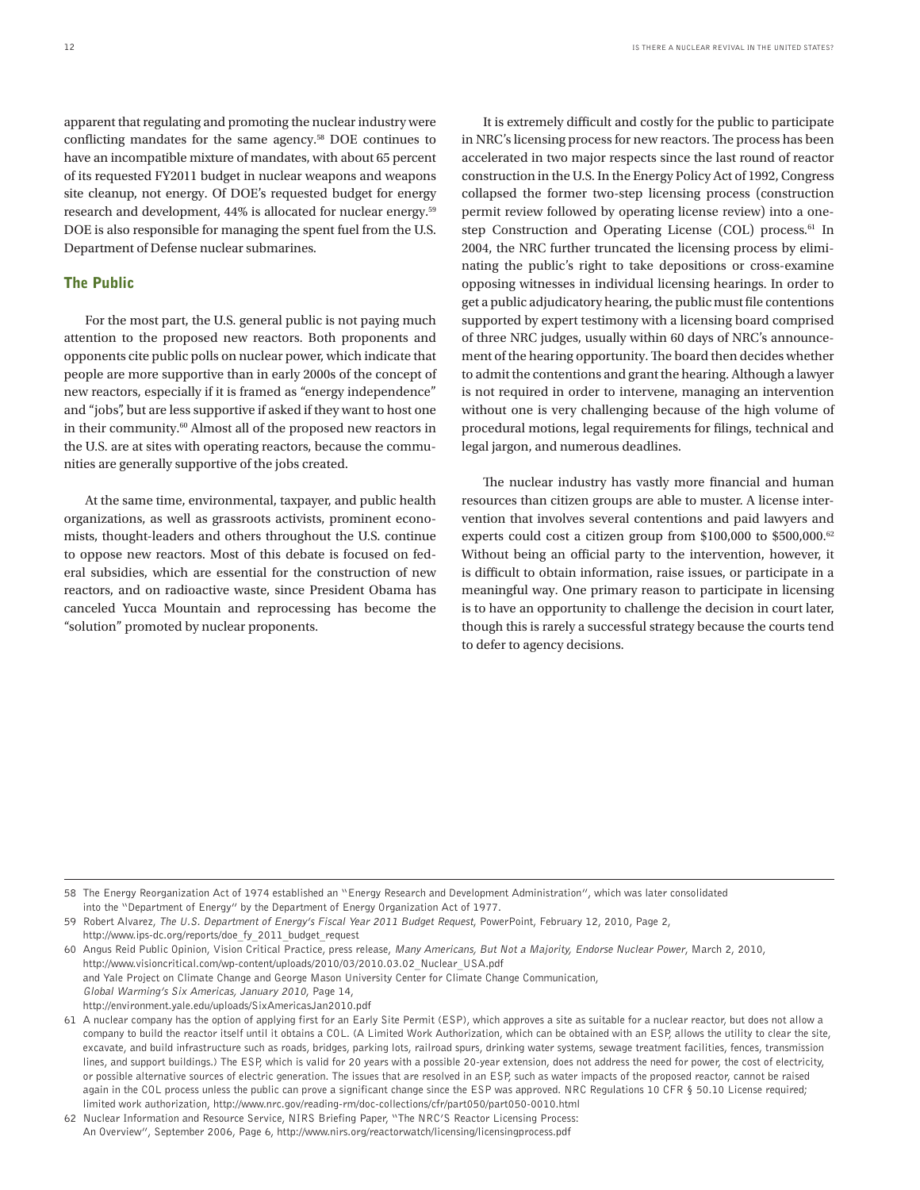apparent that regulating and promoting the nuclear industry were conflicting mandates for the same agency.[58] DOE continues to have an incompatible mixture of mandates, with about 65 percent of its requested FY2011 budget in nuclear weapons and weapons site cleanup, not energy. Of DOE's requested budget for energy research and development, 44% is allocated for nuclear energy.[59] DOE is also responsible for managing the spent fuel from the U.S. Department of Defense nuclear submarines.

## The Public

For the most part, the U.S. general public is not paying much attention to the proposed new reactors. Both proponents and opponents cite public polls on nuclear power, which indicate that people are more supportive than in early 2000s of the concept of new reactors, especially if it is framed as "energy independence" and "jobs", but are less supportive if asked if they want to host one in their community.[60] Almost all of the proposed new reactors in the U.S. are at sites with operating reactors, because the communities are generally supportive of the jobs created.

At the same time, environmental, taxpayer, and public health organizations, as well as grassroots activists, prominent economists, thought-leaders and others throughout the U.S. continue to oppose new reactors. Most of this debate is focused on federal subsidies, which are essential for the construction of new reactors, and on radioactive waste, since President Obama has canceled Yucca Mountain and reprocessing has become the "solution" promoted by nuclear proponents.

It is extremely difficult and costly for the public to participate in NRC's licensing process for new reactors. The process has been accelerated in two major respects since the last round of reactor construction in the U.S. In the Energy Policy Act of 1992, Congress collapsed the former two-step licensing process (construction permit review followed by operating license review) into a one-step Construction and Operating License (COL) process.[61] In 2004, the NRC further truncated the licensing process by eliminating the public's right to take depositions or cross-examine opposing witnesses in individual licensing hearings. In order to get a public adjudicatory hearing, the public must file contentions supported by expert testimony with a licensing board comprised of three NRC judges, usually within 60 days of NRC's announcement of the hearing opportunity. The board then decides whether to admit the contentions and grant the hearing. Although a lawyer is not required in order to intervene, managing an intervention without one is very challenging because of the high volume of procedural motions, legal requirements for filings, technical and legal jargon, and numerous deadlines.

The nuclear industry has vastly more financial and human resources than citizen groups are able to muster. A license intervention that involves several contentions and paid lawyers and experts could cost a citizen group from $100,000 to $500,000.[62] Without being an official party to the intervention, however, it is difficult to obtain information, raise issues, or participate in a meaningful way. One primary reason to participate in licensing is to have an opportunity to challenge the decision in court later, though this is rarely a successful strategy because the courts tend to defer to agency decisions.

---

58 The Energy Reorganization Act of 1974 established an "Energy Research and Development Administration", which was later consolidated into the "Department of Energy" by the Department of Energy Organization Act of 1977.

59 Robert Alvarez, *The U.S. Department of Energy's Fiscal Year 2011 Budget Request*, PowerPoint, February 12, 2010, Page 2, http://www.ips-dc.org/reports/doe_fy_2011_budget_request

60 Angus Reid Public Opinion, Vision Critical Practice, press release, *Many Americans, But Not a Majority, Endorse Nuclear Power*, March 2, 2010, http://www.visioncritical.com/wp-content/uploads/2010/03/2010.03.02_Nuclear_USA.pdf and Yale Project on Climate Change and George Mason University Center for Climate Change Communication, *Global Warming's Six Americas, January 2010*, Page 14, http://environment.yale.edu/uploads/SixAmericasJan2010.pdf

61 A nuclear company has the option of applying first for an Early Site Permit (ESP), which approves a site as suitable for a nuclear reactor, but does not allow a company to build the reactor itself until it obtains a COL. (A Limited Work Authorization, which can be obtained with an ESP, allows the utility to clear the site, excavate, and build infrastructure such as roads, bridges, parking lots, railroad spurs, drinking water systems, sewage treatment facilities, fences, transmission lines, and support buildings.) The ESP, which is valid for 20 years with a possible 20-year extension, does not address the need for power, the cost of electricity, or possible alternative sources of electric generation. The issues that are resolved in an ESP, such as water impacts of the proposed reactor, cannot be raised again in the COL process unless the public can prove a significant change since the ESP was approved. NRC Regulations 10 CFR § 50.10 License required; limited work authorization, http://www.nrc.gov/reading-rm/doc-collections/cfr/part050/part050-0010.html

62 Nuclear Information and Resource Service, NIRS Briefing Paper, "The NRC'S Reactor Licensing Process: An Overview", September 2006, Page 6, http://www.nirs.org/reactorwatch/licensing/licensingprocess.pdf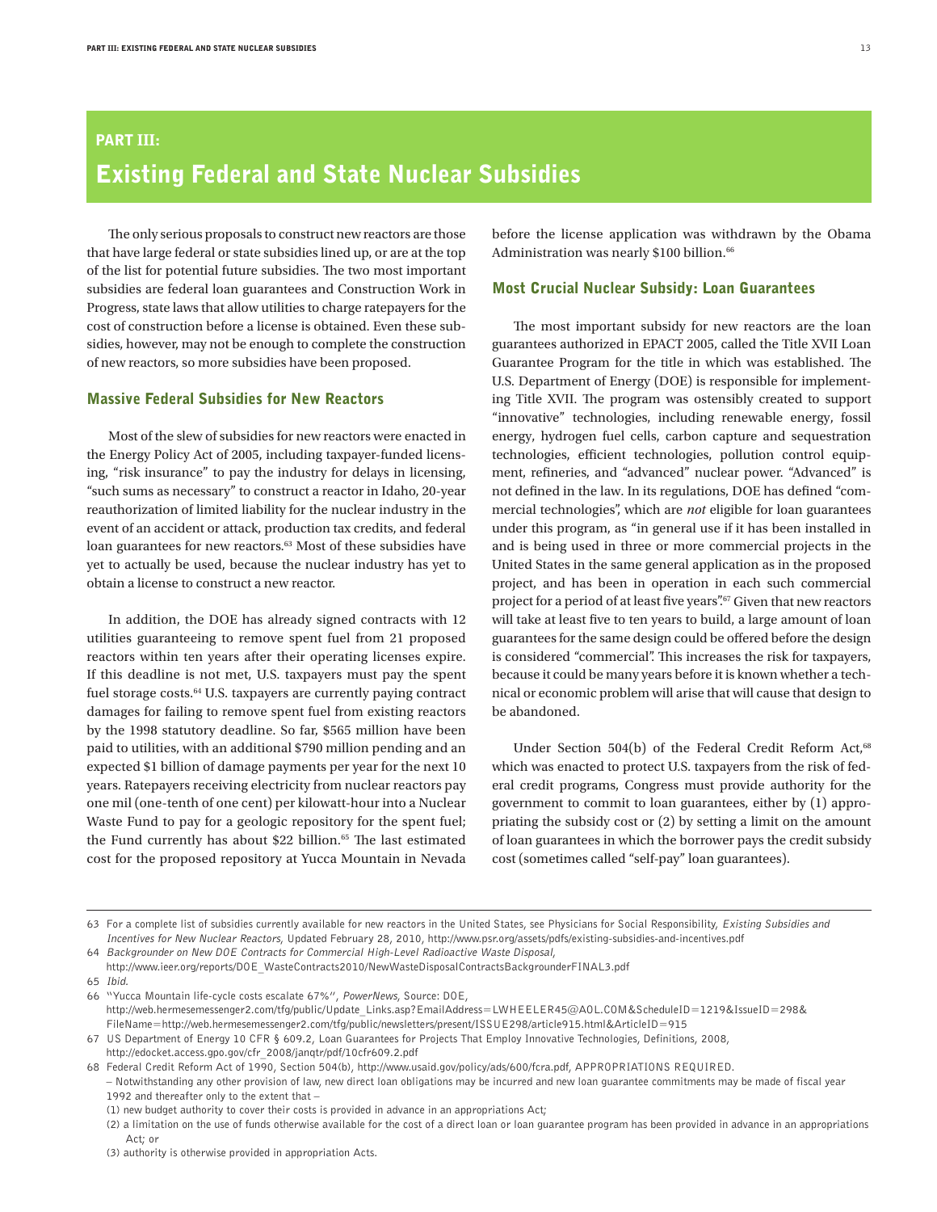## PART III:

# Existing Federal and State Nuclear Subsidies

The only serious proposals to construct new reactors are those that have large federal or state subsidies lined up, or are at the top of the list for potential future subsidies. The two most important subsidies are federal loan guarantees and Construction Work in Progress, state laws that allow utilities to charge ratepayers for the cost of construction before a license is obtained. Even these subsidies, however, may not be enough to complete the construction of new reactors, so more subsidies have been proposed.

### Massive Federal Subsidies for New Reactors

Most of the slew of subsidies for new reactors were enacted in the Energy Policy Act of 2005, including taxpayer-funded licensing, "risk insurance" to pay the industry for delays in licensing, "such sums as necessary" to construct a reactor in Idaho, 20-year reauthorization of limited liability for the nuclear industry in the event of an accident or attack, production tax credits, and federal loan guarantees for new reactors.[63] Most of these subsidies have yet to actually be used, because the nuclear industry has yet to obtain a license to construct a new reactor.

In addition, the DOE has already signed contracts with 12 utilities guaranteeing to remove spent fuel from 21 proposed reactors within ten years after their operating licenses expire. If this deadline is not met, U.S. taxpayers must pay the spent fuel storage costs.[64] U.S. taxpayers are currently paying contract damages for failing to remove spent fuel from existing reactors by the 1998 statutory deadline. So far, $565 million have been paid to utilities, with an additional $790 million pending and an expected $1 billion of damage payments per year for the next 10 years. Ratepayers receiving electricity from nuclear reactors pay one mil (one-tenth of one cent) per kilowatt-hour into a Nuclear Waste Fund to pay for a geologic repository for the spent fuel; the Fund currently has about $22 billion.[65] The last estimated cost for the proposed repository at Yucca Mountain in Nevada before the license application was withdrawn by the Obama Administration was nearly $100 billion.[66]

### Most Crucial Nuclear Subsidy: Loan Guarantees

The most important subsidy for new reactors are the loan guarantees authorized in EPACT 2005, called the Title XVII Loan Guarantee Program for the title in which was established. The U.S. Department of Energy (DOE) is responsible for implementing Title XVII. The program was ostensibly created to support "innovative" technologies, including renewable energy, fossil energy, hydrogen fuel cells, carbon capture and sequestration technologies, efficient technologies, pollution control equipment, refineries, and "advanced" nuclear power. "Advanced" is not defined in the law. In its regulations, DOE has defined "commercial technologies", which are *not* eligible for loan guarantees under this program, as "in general use if it has been installed in and is being used in three or more commercial projects in the United States in the same general application as in the proposed project, and has been in operation in each such commercial project for a period of at least five years".[67] Given that new reactors will take at least five to ten years to build, a large amount of loan guarantees for the same design could be offered before the design is considered "commercial". This increases the risk for taxpayers, because it could be many years before it is known whether a technical or economic problem will arise that will cause that design to be abandoned.

Under Section 504(b) of the Federal Credit Reform Act,[68] which was enacted to protect U.S. taxpayers from the risk of federal credit programs, Congress must provide authority for the government to commit to loan guarantees, either by (1) appropriating the subsidy cost or (2) by setting a limit on the amount of loan guarantees in which the borrower pays the credit subsidy cost (sometimes called "self-pay" loan guarantees).

---

63 For a complete list of subsidies currently available for new reactors in the United States, see Physicians for Social Responsibility, *Existing Subsidies and Incentives for New Nuclear Reactors*, Updated February 28, 2010, http://www.psr.org/assets/pdfs/existing-subsidies-and-incentives.pdf

64 *Backgrounder on New DOE Contracts for Commercial High-Level Radioactive Waste Disposal*, http://www.ieer.org/reports/DOE_WasteContracts2010/NewWasteDisposalContractsBackgrounderFINAL3.pdf

65 *Ibid.*

66 "Yucca Mountain life-cycle costs escalate 67%", *PowerNews*, Source: DOE, http://web.hermesemessenger2.com/tfg/public/Update_Links.asp?EmailAddress=LWHEELER45@AOL.COM&ScheduleID=1219&IssueID=298&FileName=http://web.hermesemessenger2.com/tfg/public/newsletters/present/ISSUE298/article915.html&ArticleID=915

67 US Department of Energy 10 CFR § 609.2, Loan Guarantees for Projects That Employ Innovative Technologies, Definitions, 2008, http://edocket.access.gpo.gov/cfr_2008/janqtr/pdf/10cfr609.2.pdf

68 Federal Credit Reform Act of 1990, Section 504(b), http://www.usaid.gov/policy/ads/600/fcra.pdf, APPROPRIATIONS REQUIRED.
– Notwithstanding any other provision of law, new direct loan obligations may be incurred and new loan guarantee commitments may be made of fiscal year 1992 and thereafter only to the extent that –
(1) new budget authority to cover their costs is provided in advance in an appropriations Act;
(2) a limitation on the use of funds otherwise available for the cost of a direct loan or loan guarantee program has been provided in advance in an appropriations Act; or
(3) authority is otherwise provided in appropriation Acts.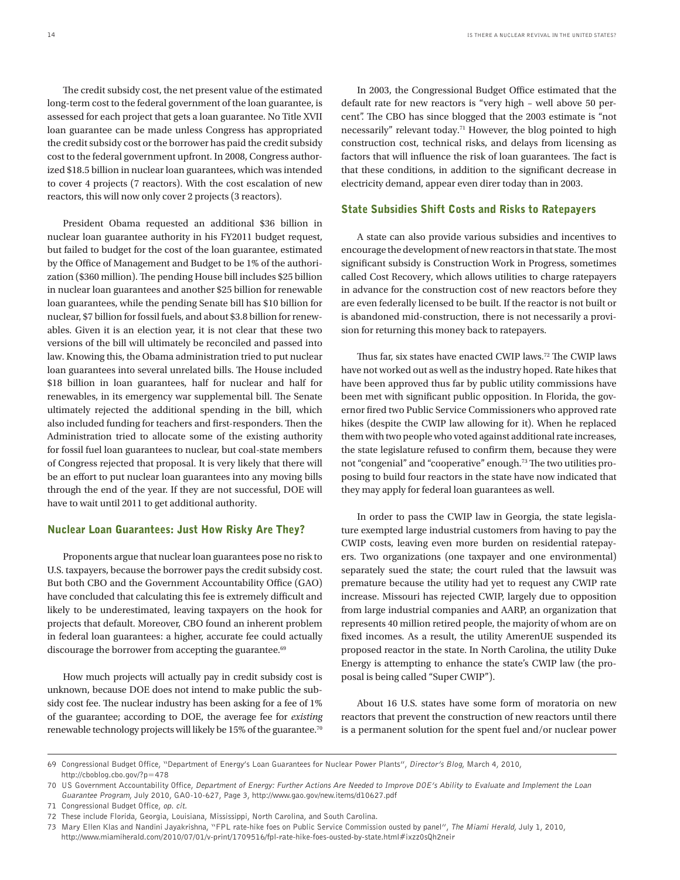The credit subsidy cost, the net present value of the estimated long-term cost to the federal government of the loan guarantee, is assessed for each project that gets a loan guarantee. No Title XVII loan guarantee can be made unless Congress has appropriated the credit subsidy cost or the borrower has paid the credit subsidy cost to the federal government upfront. In 2008, Congress authorized $18.5 billion in nuclear loan guarantees, which was intended to cover 4 projects (7 reactors). With the cost escalation of new reactors, this will now only cover 2 projects (3 reactors).

President Obama requested an additional $36 billion in nuclear loan guarantee authority in his FY2011 budget request, but failed to budget for the cost of the loan guarantee, estimated by the Office of Management and Budget to be 1% of the authorization ($360 million). The pending House bill includes $25 billion in nuclear loan guarantees and another $25 billion for renewable loan guarantees, while the pending Senate bill has $10 billion for nuclear, $7 billion for fossil fuels, and about $3.8 billion for renewables. Given it is an election year, it is not clear that these two versions of the bill will ultimately be reconciled and passed into law. Knowing this, the Obama administration tried to put nuclear loan guarantees into several unrelated bills. The House included $18 billion in loan guarantees, half for nuclear and half for renewables, in its emergency war supplemental bill. The Senate ultimately rejected the additional spending in the bill, which also included funding for teachers and first-responders. Then the Administration tried to allocate some of the existing authority for fossil fuel loan guarantees to nuclear, but coal-state members of Congress rejected that proposal. It is very likely that there will be an effort to put nuclear loan guarantees into any moving bills through the end of the year. If they are not successful, DOE will have to wait until 2011 to get additional authority.

## Nuclear Loan Guarantees: Just How Risky Are They?

Proponents argue that nuclear loan guarantees pose no risk to U.S. taxpayers, because the borrower pays the credit subsidy cost. But both CBO and the Government Accountability Office (GAO) have concluded that calculating this fee is extremely difficult and likely to be underestimated, leaving taxpayers on the hook for projects that default. Moreover, CBO found an inherent problem in federal loan guarantees: a higher, accurate fee could actually discourage the borrower from accepting the guarantee.[69]

How much projects will actually pay in credit subsidy cost is unknown, because DOE does not intend to make public the subsidy cost fee. The nuclear industry has been asking for a fee of 1% of the guarantee; according to DOE, the average fee for *existing* renewable technology projects will likely be 15% of the guarantee.[70]

In 2003, the Congressional Budget Office estimated that the default rate for new reactors is "very high – well above 50 percent". The CBO has since blogged that the 2003 estimate is "not necessarily" relevant today.[71] However, the blog pointed to high construction cost, technical risks, and delays from licensing as factors that will influence the risk of loan guarantees. The fact is that these conditions, in addition to the significant decrease in electricity demand, appear even direr today than in 2003.

## State Subsidies Shift Costs and Risks to Ratepayers

A state can also provide various subsidies and incentives to encourage the development of new reactors in that state. The most significant subsidy is Construction Work in Progress, sometimes called Cost Recovery, which allows utilities to charge ratepayers in advance for the construction cost of new reactors before they are even federally licensed to be built. If the reactor is not built or is abandoned mid-construction, there is not necessarily a provision for returning this money back to ratepayers.

Thus far, six states have enacted CWIP laws.[72] The CWIP laws have not worked out as well as the industry hoped. Rate hikes that have been approved thus far by public utility commissions have been met with significant public opposition. In Florida, the governor fired two Public Service Commissioners who approved rate hikes (despite the CWIP law allowing for it). When he replaced them with two people who voted against additional rate increases, the state legislature refused to confirm them, because they were not "congenial" and "cooperative" enough.[73] The two utilities proposing to build four reactors in the state have now indicated that they may apply for federal loan guarantees as well.

In order to pass the CWIP law in Georgia, the state legislature exempted large industrial customers from having to pay the CWIP costs, leaving even more burden on residential ratepayers. Two organizations (one taxpayer and one environmental) separately sued the state; the court ruled that the lawsuit was premature because the utility had yet to request any CWIP rate increase. Missouri has rejected CWIP, largely due to opposition from large industrial companies and AARP, an organization that represents 40 million retired people, the majority of whom are on fixed incomes. As a result, the utility AmerenUE suspended its proposed reactor in the state. In North Carolina, the utility Duke Energy is attempting to enhance the state's CWIP law (the proposal is being called "Super CWIP").

About 16 U.S. states have some form of moratoria on new reactors that prevent the construction of new reactors until there is a permanent solution for the spent fuel and/or nuclear power

---

69 Congressional Budget Office, "Department of Energy's Loan Guarantees for Nuclear Power Plants", *Director's Blog*, March 4, 2010, http://cboblog.cbo.gov/?p=478

70 US Government Accountability Office, *Department of Energy: Further Actions Are Needed to Improve DOE's Ability to Evaluate and Implement the Loan Guarantee Program*, July 2010, GAO-10-627, Page 3, http://www.gao.gov/new.items/d10627.pdf

71 Congressional Budget Office, *op. cit.*

72 These include Florida, Georgia, Louisiana, Mississippi, North Carolina, and South Carolina.

73 Mary Ellen Klas and Nandini Jayakrishna, "FPL rate-hike foes on Public Service Commission ousted by panel", *The Miami Herald*, July 1, 2010, http://www.miamiherald.com/2010/07/01/v-print/1709516/fpl-rate-hike-foes-ousted-by-state.html#ixzz0sQh2neir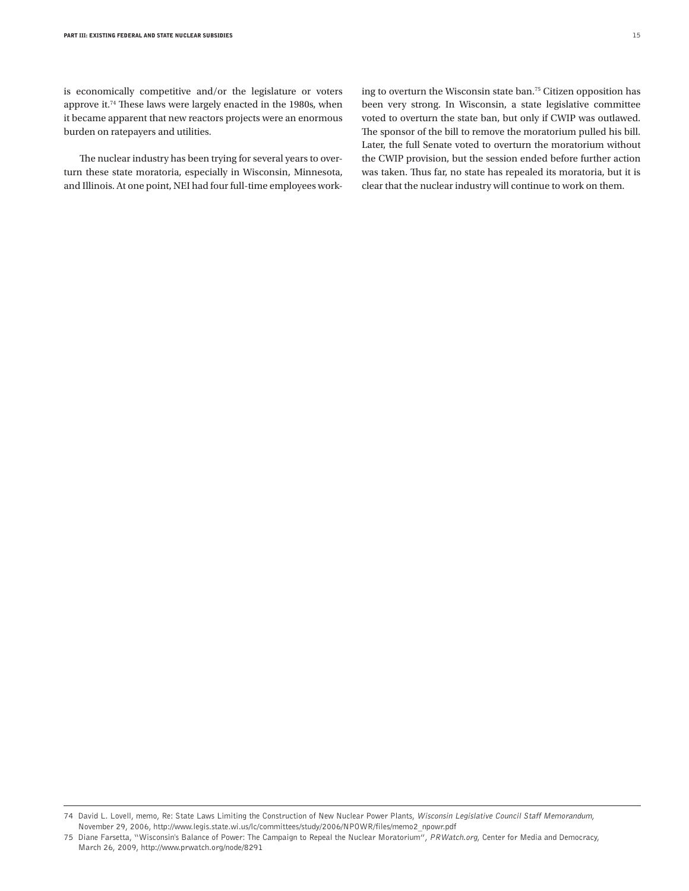is economically competitive and/or the legislature or voters approve it.[74] These laws were largely enacted in the 1980s, when it became apparent that new reactors projects were an enormous burden on ratepayers and utilities.

The nuclear industry has been trying for several years to overturn these state moratoria, especially in Wisconsin, Minnesota, and Illinois. At one point, NEI had four full-time employees working to overturn the Wisconsin state ban.[75] Citizen opposition has been very strong. In Wisconsin, a state legislative committee voted to overturn the state ban, but only if CWIP was outlawed. The sponsor of the bill to remove the moratorium pulled his bill. Later, the full Senate voted to overturn the moratorium without the CWIP provision, but the session ended before further action was taken. Thus far, no state has repealed its moratoria, but it is clear that the nuclear industry will continue to work on them.

---

74 David L. Lovell, memo, Re: State Laws Limiting the Construction of New Nuclear Power Plants, *Wisconsin Legislative Council Staff Memorandum*, November 29, 2006, http://www.legis.state.wi.us/lc/committees/study/2006/NPOWR/files/memo2_npowr.pdf

75 Diane Farsetta, "Wisconsin's Balance of Power: The Campaign to Repeal the Nuclear Moratorium", *PRWatch.org*, Center for Media and Democracy, March 26, 2009, http://www.prwatch.org/node/8291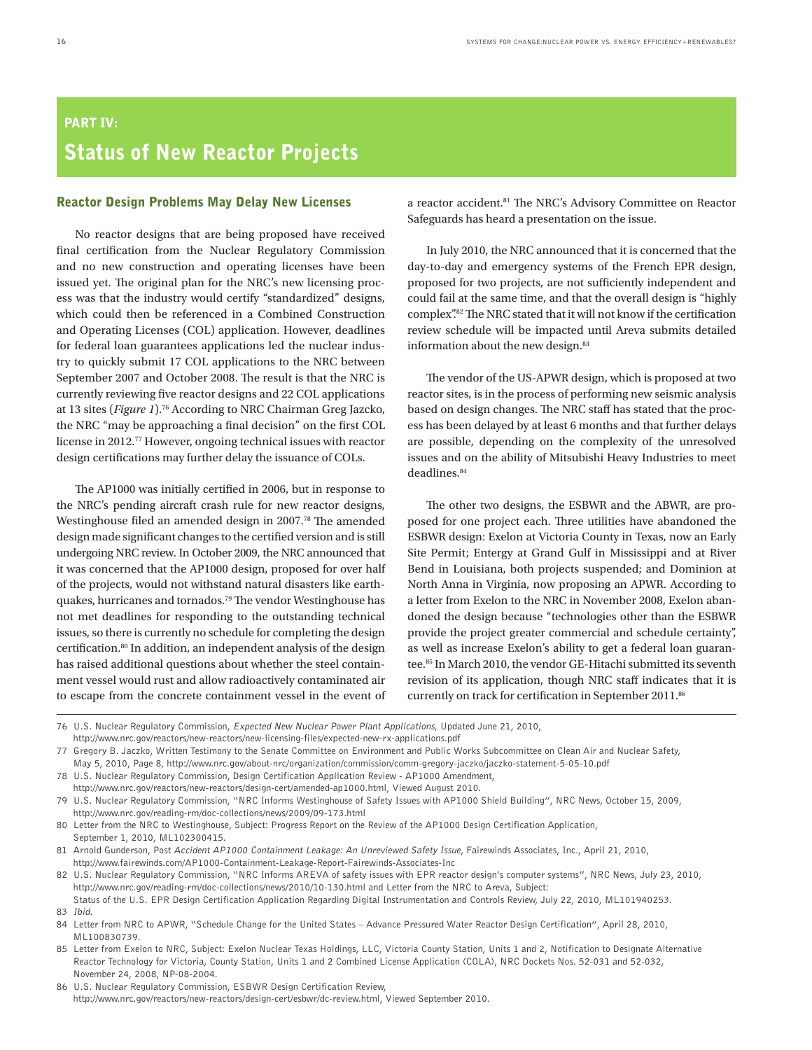## PART IV:
# Status of New Reactor Projects

### Reactor Design Problems May Delay New Licenses

No reactor designs that are being proposed have received final certification from the Nuclear Regulatory Commission and no new construction and operating licenses have been issued yet. The original plan for the NRC's new licensing process was that the industry would certify "standardized" designs, which could then be referenced in a Combined Construction and Operating Licenses (COL) application. However, deadlines for federal loan guarantees applications led the nuclear industry to quickly submit 17 COL applications to the NRC between September 2007 and October 2008. The result is that the NRC is currently reviewing five reactor designs and 22 COL applications at 13 sites (*Figure 1*).[76] According to NRC Chairman Greg Jazcko, the NRC "may be approaching a final decision" on the first COL license in 2012.[77] However, ongoing technical issues with reactor design certifications may further delay the issuance of COLs.

The AP1000 was initially certified in 2006, but in response to the NRC's pending aircraft crash rule for new reactor designs, Westinghouse filed an amended design in 2007.[78] The amended design made significant changes to the certified version and is still undergoing NRC review. In October 2009, the NRC announced that it was concerned that the AP1000 design, proposed for over half of the projects, would not withstand natural disasters like earthquakes, hurricanes and tornados.[79] The vendor Westinghouse has not met deadlines for responding to the outstanding technical issues, so there is currently no schedule for completing the design certification.[80] In addition, an independent analysis of the design has raised additional questions about whether the steel containment vessel would rust and allow radioactively contaminated air to escape from the concrete containment vessel in the event of a reactor accident.[81] The NRC's Advisory Committee on Reactor Safeguards has heard a presentation on the issue.

In July 2010, the NRC announced that it is concerned that the day-to-day and emergency systems of the French EPR design, proposed for two projects, are not sufficiently independent and could fail at the same time, and that the overall design is "highly complex".[82] The NRC stated that it will not know if the certification review schedule will be impacted until Areva submits detailed information about the new design.[83]

The vendor of the US-APWR design, which is proposed at two reactor sites, is in the process of performing new seismic analysis based on design changes. The NRC staff has stated that the process has been delayed by at least 6 months and that further delays are possible, depending on the complexity of the unresolved issues and on the ability of Mitsubishi Heavy Industries to meet deadlines.[84]

The other two designs, the ESBWR and the ABWR, are proposed for one project each. Three utilities have abandoned the ESBWR design: Exelon at Victoria County in Texas, now an Early Site Permit; Entergy at Grand Gulf in Mississippi and at River Bend in Louisiana, both projects suspended; and Dominion at North Anna in Virginia, now proposing an APWR. According to a letter from Exelon to the NRC in November 2008, Exelon abandoned the design because "technologies other than the ESBWR provide the project greater commercial and schedule certainty", as well as increase Exelon's ability to get a federal loan guarantee.[85] In March 2010, the vendor GE-Hitachi submitted its seventh revision of its application, though NRC staff indicates that it is currently on track for certification in September 2011.[86]

---

76 U.S. Nuclear Regulatory Commission, *Expected New Nuclear Power Plant Applications,* Updated June 21, 2010, http://www.nrc.gov/reactors/new-reactors/new-licensing-files/expected-new-rx-applications.pdf

77 Gregory B. Jaczko, Written Testimony to the Senate Committee on Environment and Public Works Subcommittee on Clean Air and Nuclear Safety, May 5, 2010, Page 8, http://www.nrc.gov/about-nrc/organization/commission/comm-gregory-jaczko/jaczko-statement-5-05-10.pdf

78 U.S. Nuclear Regulatory Commission, Design Certification Application Review - AP1000 Amendment, http://www.nrc.gov/reactors/new-reactors/design-cert/amended-ap1000.html, Viewed August 2010.

79 U.S. Nuclear Regulatory Commission, "NRC Informs Westinghouse of Safety Issues with AP1000 Shield Building", NRC News, October 15, 2009, http://www.nrc.gov/reading-rm/doc-collections/news/2009/09-173.html

80 Letter from the NRC to Westinghouse, Subject: Progress Report on the Review of the AP1000 Design Certification Application, September 1, 2010, ML102300415.

81 Arnold Gunderson, Post *Accident AP1000 Containment Leakage: An Unreviewed Safety Issue*, Fairewinds Associates, Inc., April 21, 2010, http://www.fairewinds.com/AP1000-Containment-Leakage-Report-Fairewinds-Associates-Inc

82 U.S. Nuclear Regulatory Commission, "NRC Informs AREVA of safety issues with EPR reactor design's computer systems", NRC News, July 23, 2010, http://www.nrc.gov/reading-rm/doc-collections/news/2010/10-130.html and Letter from the NRC to Areva, Subject: Status of the U.S. EPR Design Certification Application Regarding Digital Instrumentation and Controls Review, July 22, 2010, ML101940253.

83 *Ibid*.

84 Letter from NRC to APWR, "Schedule Change for the United States – Advance Pressured Water Reactor Design Certification", April 28, 2010, ML100830739.

85 Letter from Exelon to NRC, Subject: Exelon Nuclear Texas Holdings, LLC, Victoria County Station, Units 1 and 2, Notification to Designate Alternative Reactor Technology for Victoria, County Station, Units 1 and 2 Combined License Application (COLA), NRC Dockets Nos. 52-031 and 52-032, November 24, 2008, NP-08-2004.

86 U.S. Nuclear Regulatory Commission, ESBWR Design Certification Review, http://www.nrc.gov/reactors/new-reactors/design-cert/esbwr/dc-review.html, Viewed September 2010.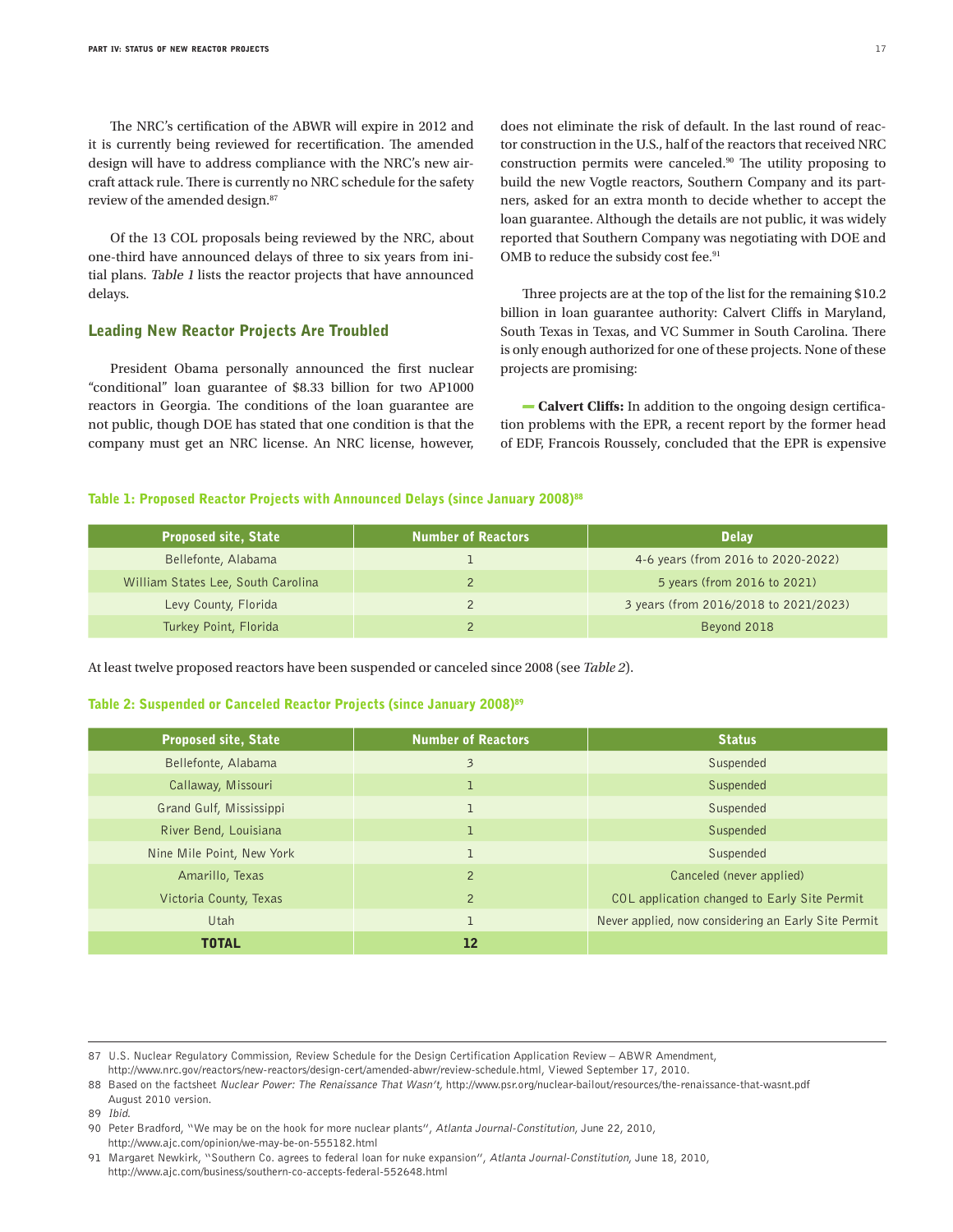The NRC's certification of the ABWR will expire in 2012 and it is currently being reviewed for recertification. The amended design will have to address compliance with the NRC's new aircraft attack rule. There is currently no NRC schedule for the safety review of the amended design.[87]

Of the 13 COL proposals being reviewed by the NRC, about one-third have announced delays of three to six years from initial plans. *Table 1* lists the reactor projects that have announced delays.

## Leading New Reactor Projects Are Troubled

President Obama personally announced the first nuclear "conditional" loan guarantee of $8.33 billion for two AP1000 reactors in Georgia. The conditions of the loan guarantee are not public, though DOE has stated that one condition is that the company must get an NRC license. An NRC license, however, does not eliminate the risk of default. In the last round of reactor construction in the U.S., half of the reactors that received NRC construction permits were canceled.[90] The utility proposing to build the new Vogtle reactors, Southern Company and its partners, asked for an extra month to decide whether to accept the loan guarantee. Although the details are not public, it was widely reported that Southern Company was negotiating with DOE and OMB to reduce the subsidy cost fee.[91]

Three projects are at the top of the list for the remaining $10.2 billion in loan guarantee authority: Calvert Cliffs in Maryland, South Texas in Texas, and VC Summer in South Carolina. There is only enough authorized for one of these projects. None of these projects are promising:

- **Calvert Cliffs:** In addition to the ongoing design certification problems with the EPR, a recent report by the former head of EDF, Francois Roussely, concluded that the EPR is expensive

### Table 1: Proposed Reactor Projects with Announced Delays (since January 2008)[88]

| Proposed site, State | Number of Reactors | Delay |
|---|---|---|
| Bellefonte, Alabama | 1 | 4-6 years (from 2016 to 2020-2022) |
| William States Lee, South Carolina | 2 | 5 years (from 2016 to 2021) |
| Levy County, Florida | 2 | 3 years (from 2016/2018 to 2021/2023) |
| Turkey Point, Florida | 2 | Beyond 2018 |

At least twelve proposed reactors have been suspended or canceled since 2008 (see *Table 2*).

### Table 2: Suspended or Canceled Reactor Projects (since January 2008)[89]

| Proposed site, State | Number of Reactors | Status |
|---|---|---|
| Bellefonte, Alabama | 3 | Suspended |
| Callaway, Missouri | 1 | Suspended |
| Grand Gulf, Mississippi | 1 | Suspended |
| River Bend, Louisiana | 1 | Suspended |
| Nine Mile Point, New York | 1 | Suspended |
| Amarillo, Texas | 2 | Canceled (never applied) |
| Victoria County, Texas | 2 | COL application changed to Early Site Permit |
| Utah | 1 | Never applied, now considering an Early Site Permit |
| **TOTAL** | **12** | |

---

87 U.S. Nuclear Regulatory Commission, Review Schedule for the Design Certification Application Review – ABWR Amendment, http://www.nrc.gov/reactors/new-reactors/design-cert/amended-abwr/review-schedule.html, Viewed September 17, 2010.

88 Based on the factsheet *Nuclear Power: The Renaissance That Wasn't,* http://www.psr.org/nuclear-bailout/resources/the-renaissance-that-wasnt.pdf August 2010 version.

89 *Ibid.*

90 Peter Bradford, "We may be on the hook for more nuclear plants", *Atlanta Journal-Constitution,* June 22, 2010, http://www.ajc.com/opinion/we-may-be-on-555182.html

91 Margaret Newkirk, "Southern Co. agrees to federal loan for nuke expansion", *Atlanta Journal-Constitution,* June 18, 2010, http://www.ajc.com/business/southern-co-accepts-federal-552648.html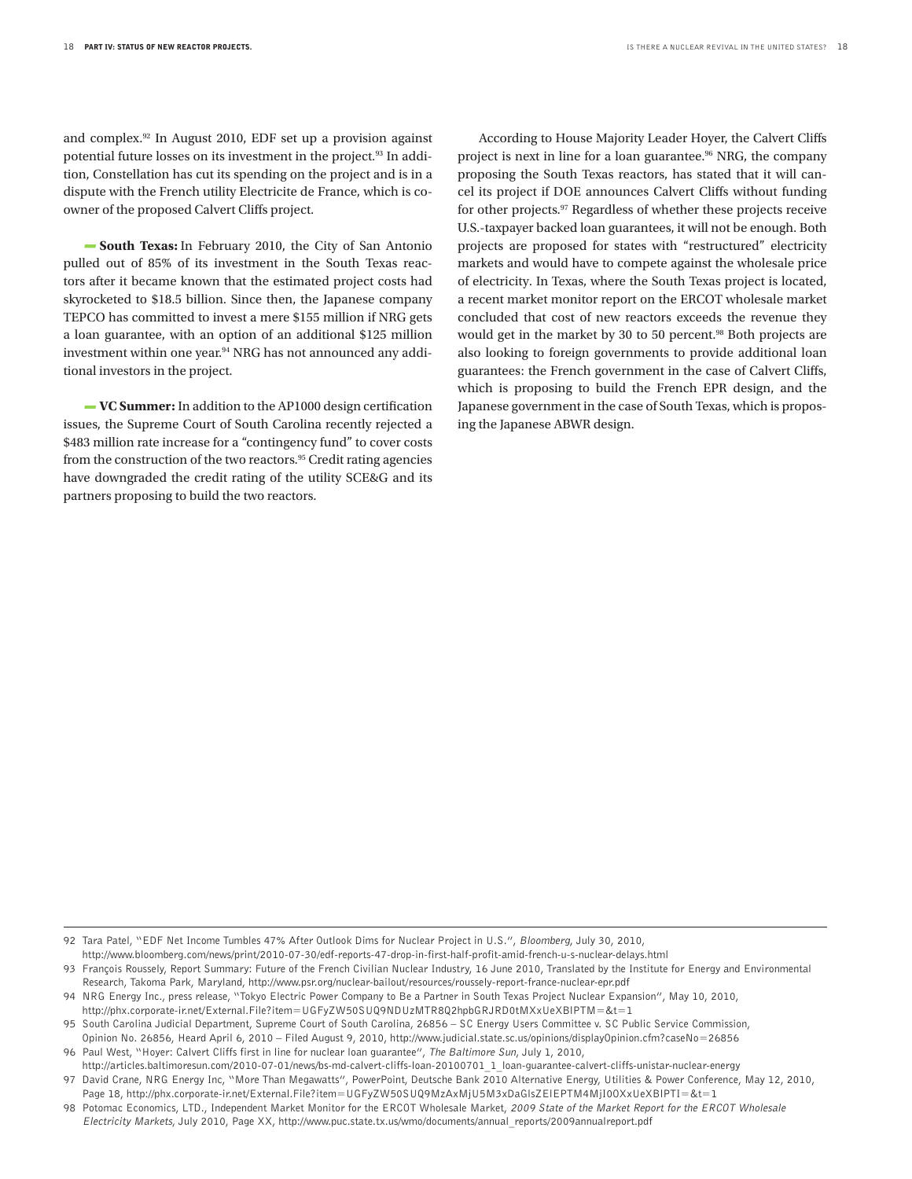and complex.[92] In August 2010, EDF set up a provision against potential future losses on its investment in the project.[93] In addition, Constellation has cut its spending on the project and is in a dispute with the French utility Electricite de France, which is co-owner of the proposed Calvert Cliffs project.

**South Texas:** In February 2010, the City of San Antonio pulled out of 85% of its investment in the South Texas reactors after it became known that the estimated project costs had skyrocketed to $18.5 billion. Since then, the Japanese company TEPCO has committed to invest a mere $155 million if NRG gets a loan guarantee, with an option of an additional $125 million investment within one year.[94] NRG has not announced any additional investors in the project.

**VC Summer:** In addition to the AP1000 design certification issues, the Supreme Court of South Carolina recently rejected a $483 million rate increase for a "contingency fund" to cover costs from the construction of the two reactors.[95] Credit rating agencies have downgraded the credit rating of the utility SCE&G and its partners proposing to build the two reactors.

According to House Majority Leader Hoyer, the Calvert Cliffs project is next in line for a loan guarantee.[96] NRG, the company proposing the South Texas reactors, has stated that it will cancel its project if DOE announces Calvert Cliffs without funding for other projects.[97] Regardless of whether these projects receive U.S.-taxpayer backed loan guarantees, it will not be enough. Both projects are proposed for states with "restructured" electricity markets and would have to compete against the wholesale price of electricity. In Texas, where the South Texas project is located, a recent market monitor report on the ERCOT wholesale market concluded that cost of new reactors exceeds the revenue they would get in the market by 30 to 50 percent.[98] Both projects are also looking to foreign governments to provide additional loan guarantees: the French government in the case of Calvert Cliffs, which is proposing to build the French EPR design, and the Japanese government in the case of South Texas, which is proposing the Japanese ABWR design.

---

92 Tara Patel, "EDF Net Income Tumbles 47% After Outlook Dims for Nuclear Project in U.S.", *Bloomberg*, July 30, 2010, http://www.bloomberg.com/news/print/2010-07-30/edf-reports-47-drop-in-first-half-profit-amid-french-u-s-nuclear-delays.html

93 François Roussely, Report Summary: Future of the French Civilian Nuclear Industry, 16 June 2010, Translated by the Institute for Energy and Environmental Research, Takoma Park, Maryland, http://www.psr.org/nuclear-bailout/resources/roussely-report-france-nuclear-epr.pdf

94 NRG Energy Inc., press release, "Tokyo Electric Power Company to Be a Partner in South Texas Project Nuclear Expansion", May 10, 2010, http://phx.corporate-ir.net/External.File?item=UGFyZW50SUQ9NDUzMTR8Q2hpbGRJRD0tMXxUeXBlPTM=&t=1

95 South Carolina Judicial Department, Supreme Court of South Carolina, 26856 – SC Energy Users Committee v. SC Public Service Commission, Opinion No. 26856, Heard April 6, 2010 – Filed August 9, 2010, http://www.judicial.state.sc.us/opinions/displayOpinion.cfm?caseNo=26856

96 Paul West, "Hoyer: Calvert Cliffs first in line for nuclear loan guarantee", *The Baltimore Sun*, July 1, 2010, http://articles.baltimoresun.com/2010-07-01/news/bs-md-calvert-cliffs-loan-20100701_1_loan-guarantee-calvert-cliffs-unistar-nuclear-energy

97 David Crane, NRG Energy Inc, "More Than Megawatts", PowerPoint, Deutsche Bank 2010 Alternative Energy, Utilities & Power Conference, May 12, 2010, Page 18, http://phx.corporate-ir.net/External.File?item=UGFyZW50SUQ9MzAxMjU5M3xDaGlsZElEPTM4MjI0OXxUeXBlPTI=&t=1

98 Potomac Economics, LTD., Independent Market Monitor for the ERCOT Wholesale Market, *2009 State of the Market Report for the ERCOT Wholesale Electricity Markets*, July 2010, Page XX, http://www.puc.state.tx.us/wmo/documents/annual_reports/2009annualreport.pdf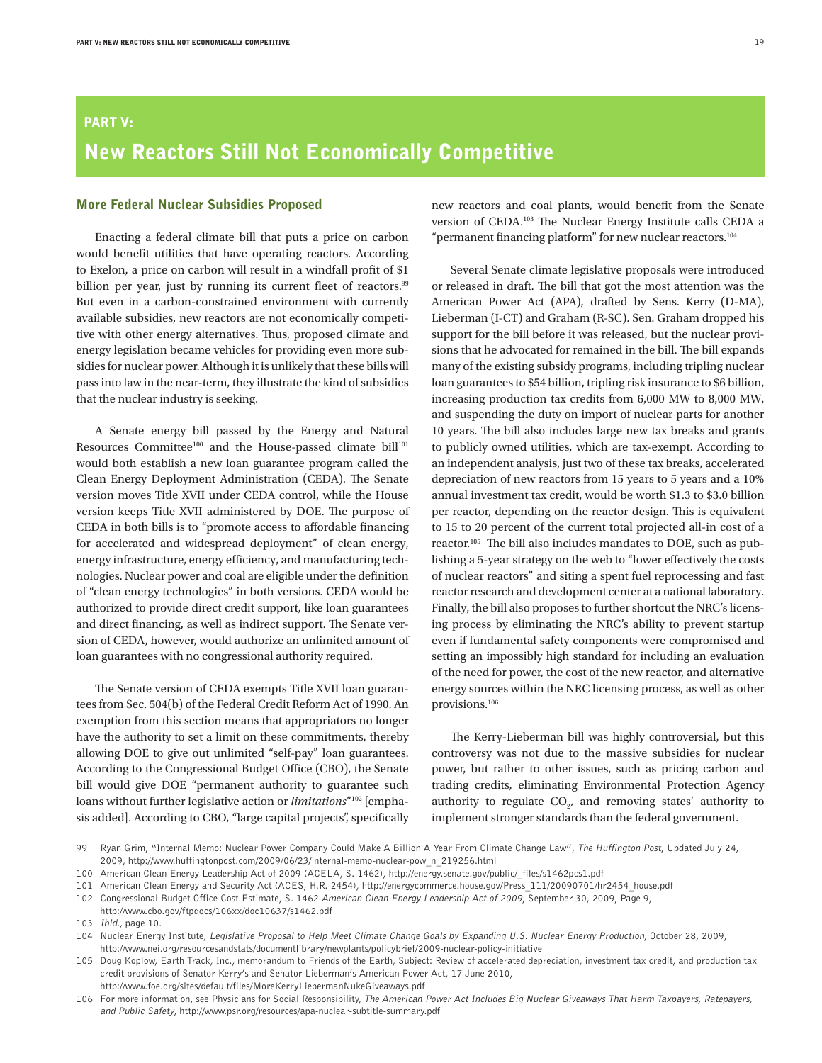# PART V:

# New Reactors Still Not Economically Competitive

## More Federal Nuclear Subsidies Proposed

Enacting a federal climate bill that puts a price on carbon would benefit utilities that have operating reactors. According to Exelon, a price on carbon will result in a windfall profit of $1 billion per year, just by running its current fleet of reactors.[99] But even in a carbon-constrained environment with currently available subsidies, new reactors are not economically competitive with other energy alternatives. Thus, proposed climate and energy legislation became vehicles for providing even more subsidies for nuclear power. Although it is unlikely that these bills will pass into law in the near-term, they illustrate the kind of subsidies that the nuclear industry is seeking.

A Senate energy bill passed by the Energy and Natural Resources Committee[100] and the House-passed climate bill[101] would both establish a new loan guarantee program called the Clean Energy Deployment Administration (CEDA). The Senate version moves Title XVII under CEDA control, while the House version keeps Title XVII administered by DOE. The purpose of CEDA in both bills is to "promote access to affordable financing for accelerated and widespread deployment" of clean energy, energy infrastructure, energy efficiency, and manufacturing technologies. Nuclear power and coal are eligible under the definition of "clean energy technologies" in both versions. CEDA would be authorized to provide direct credit support, like loan guarantees and direct financing, as well as indirect support. The Senate version of CEDA, however, would authorize an unlimited amount of loan guarantees with no congressional authority required.

The Senate version of CEDA exempts Title XVII loan guarantees from Sec. 504(b) of the Federal Credit Reform Act of 1990. An exemption from this section means that appropriators no longer have the authority to set a limit on these commitments, thereby allowing DOE to give out unlimited "self-pay" loan guarantees. According to the Congressional Budget Office (CBO), the Senate bill would give DOE "permanent authority to guarantee such loans without further legislative action or *limitations*"[102] [emphasis added]. According to CBO, "large capital projects", specifically new reactors and coal plants, would benefit from the Senate version of CEDA.[103] The Nuclear Energy Institute calls CEDA a "permanent financing platform" for new nuclear reactors.[104]

Several Senate climate legislative proposals were introduced or released in draft. The bill that got the most attention was the American Power Act (APA), drafted by Sens. Kerry (D-MA), Lieberman (I-CT) and Graham (R-SC). Sen. Graham dropped his support for the bill before it was released, but the nuclear provisions that he advocated for remained in the bill. The bill expands many of the existing subsidy programs, including tripling nuclear loan guarantees to $54 billion, tripling risk insurance to $6 billion, increasing production tax credits from 6,000 MW to 8,000 MW, and suspending the duty on import of nuclear parts for another 10 years. The bill also includes large new tax breaks and grants to publicly owned utilities, which are tax-exempt. According to an independent analysis, just two of these tax breaks, accelerated depreciation of new reactors from 15 years to 5 years and a 10% annual investment tax credit, would be worth $1.3 to $3.0 billion per reactor, depending on the reactor design. This is equivalent to 15 to 20 percent of the current total projected all-in cost of a reactor.[105] The bill also includes mandates to DOE, such as publishing a 5-year strategy on the web to "lower effectively the costs of nuclear reactors" and siting a spent fuel reprocessing and fast reactor research and development center at a national laboratory. Finally, the bill also proposes to further shortcut the NRC's licensing process by eliminating the NRC's ability to prevent startup even if fundamental safety components were compromised and setting an impossibly high standard for including an evaluation of the need for power, the cost of the new reactor, and alternative energy sources within the NRC licensing process, as well as other provisions.[106]

The Kerry-Lieberman bill was highly controversial, but this controversy was not due to the massive subsidies for nuclear power, but rather to other issues, such as pricing carbon and trading credits, eliminating Environmental Protection Agency authority to regulate $CO_2$, and removing states' authority to implement stronger standards than the federal government.

---

99 Ryan Grim, "Internal Memo: Nuclear Power Company Could Make A Billion A Year From Climate Change Law", *The Huffington Post*, Updated July 24, 2009, http://www.huffingtonpost.com/2009/06/23/internal-memo-nuclear-pow_n_219256.html

100 American Clean Energy Leadership Act of 2009 (ACELA, S. 1462), http://energy.senate.gov/public/_files/s1462pcs1.pdf

101 American Clean Energy and Security Act (ACES, H.R. 2454), http://energycommerce.house.gov/Press_111/20090701/hr2454_house.pdf

102 Congressional Budget Office Cost Estimate, S. 1462 *American Clean Energy Leadership Act of 2009*, September 30, 2009, Page 9, http://www.cbo.gov/ftpdocs/106xx/doc10637/s1462.pdf

103 *Ibid.*, page 10.

104 Nuclear Energy Institute, *Legislative Proposal to Help Meet Climate Change Goals by Expanding U.S. Nuclear Energy Production*, October 28, 2009, http://www.nei.org/resourcesandstats/documentlibrary/newplants/policybrief/2009-nuclear-policy-initiative

105 Doug Koplow, Earth Track, Inc., memorandum to Friends of the Earth, Subject: Review of accelerated depreciation, investment tax credit, and production tax credit provisions of Senator Kerry's and Senator Lieberman's American Power Act, 17 June 2010, http://www.foe.org/sites/default/files/MoreKerryLiebermanNukeGiveaways.pdf

106 For more information, see Physicians for Social Responsibility, *The American Power Act Includes Big Nuclear Giveaways That Harm Taxpayers, Ratepayers, and Public Safety*, http://www.psr.org/resources/apa-nuclear-subtitle-summary.pdf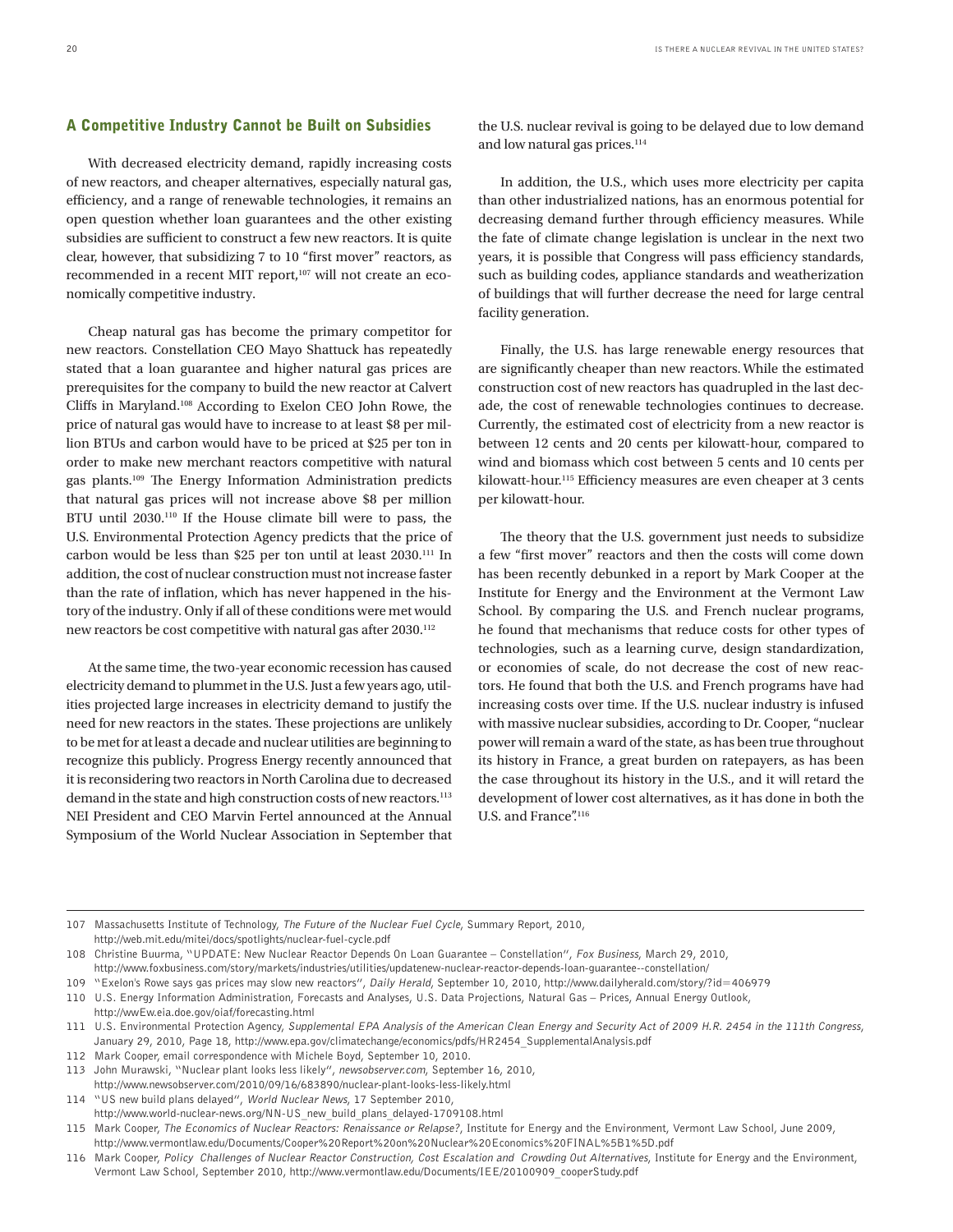## A Competitive Industry Cannot be Built on Subsidies

With decreased electricity demand, rapidly increasing costs of new reactors, and cheaper alternatives, especially natural gas, efficiency, and a range of renewable technologies, it remains an open question whether loan guarantees and the other existing subsidies are sufficient to construct a few new reactors. It is quite clear, however, that subsidizing 7 to 10 "first mover" reactors, as recommended in a recent MIT report,[107] will not create an economically competitive industry.

Cheap natural gas has become the primary competitor for new reactors. Constellation CEO Mayo Shattuck has repeatedly stated that a loan guarantee and higher natural gas prices are prerequisites for the company to build the new reactor at Calvert Cliffs in Maryland.[108] According to Exelon CEO John Rowe, the price of natural gas would have to increase to at least $8 per million BTUs and carbon would have to be priced at $25 per ton in order to make new merchant reactors competitive with natural gas plants.[109] The Energy Information Administration predicts that natural gas prices will not increase above $8 per million BTU until 2030.[110] If the House climate bill were to pass, the U.S. Environmental Protection Agency predicts that the price of carbon would be less than $25 per ton until at least 2030.[111] In addition, the cost of nuclear construction must not increase faster than the rate of inflation, which has never happened in the history of the industry. Only if all of these conditions were met would new reactors be cost competitive with natural gas after 2030.[112]

At the same time, the two-year economic recession has caused electricity demand to plummet in the U.S. Just a few years ago, utilities projected large increases in electricity demand to justify the need for new reactors in the states. These projections are unlikely to be met for at least a decade and nuclear utilities are beginning to recognize this publicly. Progress Energy recently announced that it is reconsidering two reactors in North Carolina due to decreased demand in the state and high construction costs of new reactors.[113] NEI President and CEO Marvin Fertel announced at the Annual Symposium of the World Nuclear Association in September that the U.S. nuclear revival is going to be delayed due to low demand and low natural gas prices.[114]

In addition, the U.S., which uses more electricity per capita than other industrialized nations, has an enormous potential for decreasing demand further through efficiency measures. While the fate of climate change legislation is unclear in the next two years, it is possible that Congress will pass efficiency standards, such as building codes, appliance standards and weatherization of buildings that will further decrease the need for large central facility generation.

Finally, the U.S. has large renewable energy resources that are significantly cheaper than new reactors. While the estimated construction cost of new reactors has quadrupled in the last decade, the cost of renewable technologies continues to decrease. Currently, the estimated cost of electricity from a new reactor is between 12 cents and 20 cents per kilowatt-hour, compared to wind and biomass which cost between 5 cents and 10 cents per kilowatt-hour.[115] Efficiency measures are even cheaper at 3 cents per kilowatt-hour.

The theory that the U.S. government just needs to subsidize a few "first mover" reactors and then the costs will come down has been recently debunked in a report by Mark Cooper at the Institute for Energy and the Environment at the Vermont Law School. By comparing the U.S. and French nuclear programs, he found that mechanisms that reduce costs for other types of technologies, such as a learning curve, design standardization, or economies of scale, do not decrease the cost of new reactors. He found that both the U.S. and French programs have had increasing costs over time. If the U.S. nuclear industry is infused with massive nuclear subsidies, according to Dr. Cooper, "nuclear power will remain a ward of the state, as has been true throughout its history in France, a great burden on ratepayers, as has been the case throughout its history in the U.S., and it will retard the development of lower cost alternatives, as it has done in both the U.S. and France".[116]

---

107 Massachusetts Institute of Technology, *The Future of the Nuclear Fuel Cycle*, Summary Report, 2010, http://web.mit.edu/mitei/docs/spotlights/nuclear-fuel-cycle.pdf

108 Christine Buurma, "UPDATE: New Nuclear Reactor Depends On Loan Guarantee – Constellation", *Fox Business*, March 29, 2010, http://www.foxbusiness.com/story/markets/industries/utilities/updatenew-nuclear-reactor-depends-loan-guarantee--constellation/

109 "Exelon's Rowe says gas prices may slow new reactors", *Daily Herald*, September 10, 2010, http://www.dailyherald.com/story/?id=406979

110 U.S. Energy Information Administration, Forecasts and Analyses, U.S. Data Projections, Natural Gas – Prices, Annual Energy Outlook, http://wwEw.eia.doe.gov/oiaf/forecasting.html

111 U.S. Environmental Protection Agency, *Supplemental EPA Analysis of the American Clean Energy and Security Act of 2009 H.R. 2454 in the 111th Congress*, January 29, 2010, Page 18, http://www.epa.gov/climatechange/economics/pdfs/HR2454_SupplementalAnalysis.pdf

112 Mark Cooper, email correspondence with Michele Boyd, September 10, 2010.

113 John Murawski, "Nuclear plant looks less likely", *newsobserver.com*, September 16, 2010, http://www.newsobserver.com/2010/09/16/683890/nuclear-plant-looks-less-likely.html

114 "US new build plans delayed", *World Nuclear News*, 17 September 2010, http://www.world-nuclear-news.org/NN-US_new_build_plans_delayed-1709108.html

115 Mark Cooper, *The Economics of Nuclear Reactors: Renaissance or Relapse?*, Institute for Energy and the Environment, Vermont Law School, June 2009, http://www.vermontlaw.edu/Documents/Cooper%20Report%20on%20Nuclear%20Economics%20FINAL%5B1%5D.pdf

116 Mark Cooper, *Policy Challenges of Nuclear Reactor Construction, Cost Escalation and Crowding Out Alternatives*, Institute for Energy and the Environment, Vermont Law School, September 2010, http://www.vermontlaw.edu/Documents/IEE/20100909_cooperStudy.pdf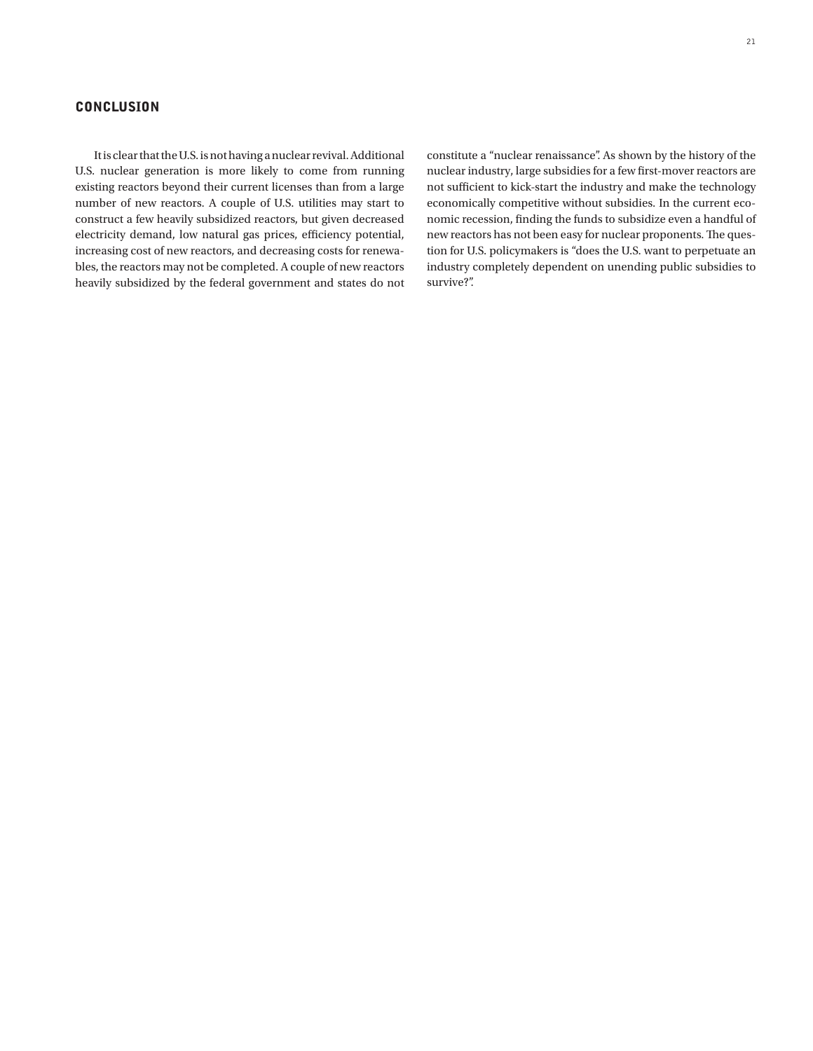## CONCLUSION

It is clear that the U.S. is not having a nuclear revival. Additional U.S. nuclear generation is more likely to come from running existing reactors beyond their current licenses than from a large number of new reactors. A couple of U.S. utilities may start to construct a few heavily subsidized reactors, but given decreased electricity demand, low natural gas prices, efficiency potential, increasing cost of new reactors, and decreasing costs for renewables, the reactors may not be completed. A couple of new reactors heavily subsidized by the federal government and states do not constitute a "nuclear renaissance". As shown by the history of the nuclear industry, large subsidies for a few first-mover reactors are not sufficient to kick-start the industry and make the technology economically competitive without subsidies. In the current economic recession, finding the funds to subsidize even a handful of new reactors has not been easy for nuclear proponents. The question for U.S. policymakers is "does the U.S. want to perpetuate an industry completely dependent on unending public subsidies to survive?".